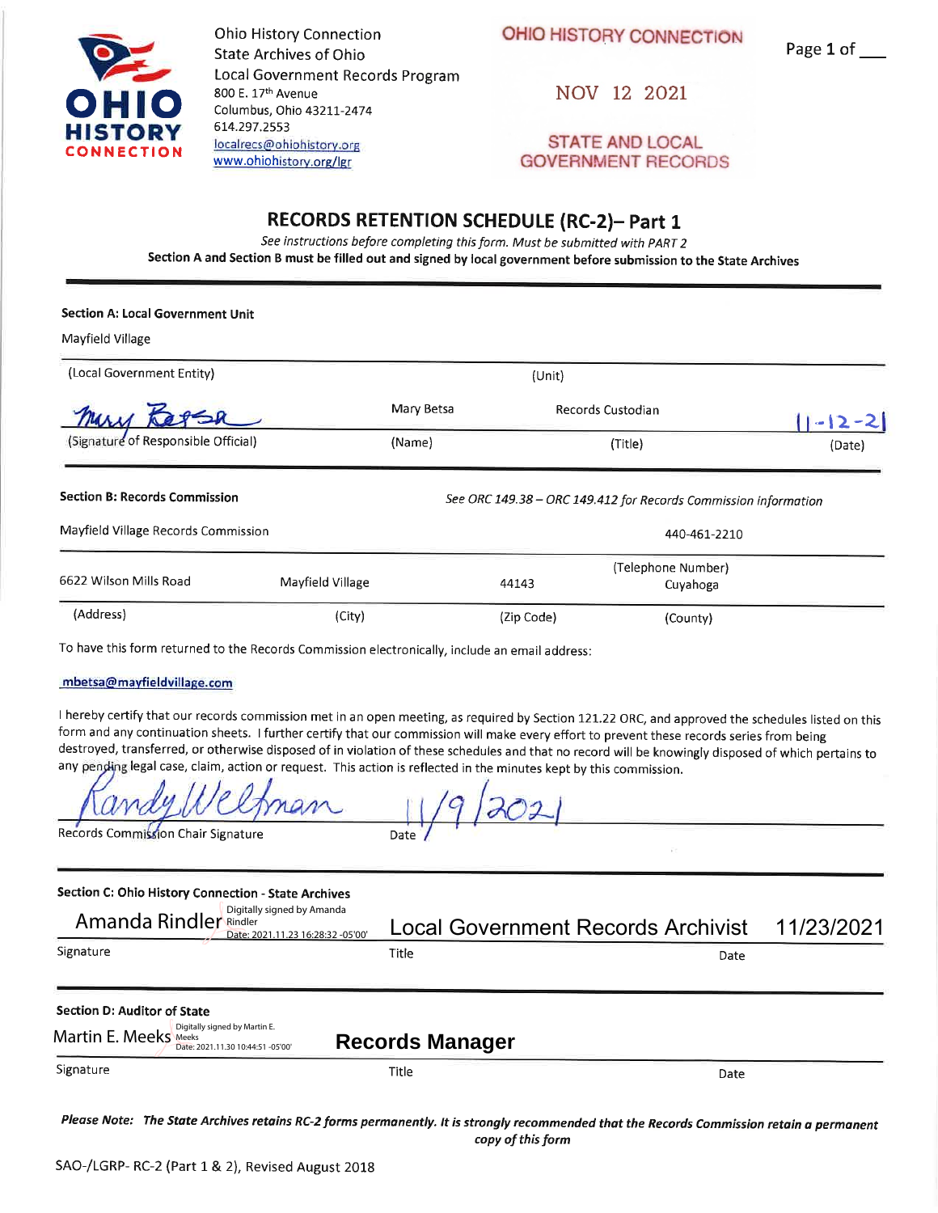Ohio History Connection
State Archives of Ohio
Local Government Records Program
800 E. 17th Avenue
Columbus, Ohio 43211-2474
614.297.2553
localrecs@ohiohistory.org
www.ohiohistory.org/lgr

OHIO HISTORY CONNECTION

NOV 12 2021

STATE AND LOCAL GOVERNMENT RECORDS

Page 1 of ___

# RECORDS RETENTION SCHEDULE (RC-2)– Part 1

*See instructions before completing this form. Must be submitted with PART 2*

**Section A and Section B must be filled out and signed by local government before submission to the State Archives**

---

**Section A: Local Government Unit**

Mayfield Village

(Local Government Entity) (Unit)

| Mary Betsa | Mary Betsa | Records Custodian | 11-12-21 |
|---|---|---|---|
| (Signature of Responsible Official) | (Name) | (Title) | (Date) |

---

**Section B: Records Commission** *See ORC 149.38 – ORC 149.412 for Records Commission information*

Mayfield Village Records Commission 440-461-2210

(Telephone Number)

| 6622 Wilson Mills Road | Mayfield Village | 44143 | Cuyahoga |
|---|---|---|---|
| (Address) | (City) | (Zip Code) | (County) |

To have this form returned to the Records Commission electronically, include an email address:

mbetsa@mayfieldvillage.com

I hereby certify that our records commission met in an open meeting, as required by Section 121.22 ORC, and approved the schedules listed on this form and any continuation sheets. I further certify that our commission will make every effort to prevent these records series from being destroyed, transferred, or otherwise disposed of in violation of these schedules and that no record will be knowingly disposed of which pertains to any pending legal case, claim, action or request. This action is reflected in the minutes kept by this commission.

| Randy Weltman | 11/9/2021 |
|---|---|
| Records Commission Chair Signature | Date |

---

**Section C: Ohio History Connection - State Archives**

| Amanda Rindler (Digitally signed by Amanda Rindler Date: 2021.11.23 16:28:32 -05'00') | Local Government Records Archivist | 11/23/2021 |
|---|---|---|
| Signature | Title | Date |

---

**Section D: Auditor of State**

| Martin E. Meeks (Digitally signed by Martin E. Meeks Date: 2021.11.30 10:44:51 -05'00') | Records Manager | |
|---|---|---|
| Signature | Title | Date |

***Please Note: The State Archives retains RC-2 forms permanently. It is strongly recommended that the Records Commission retain a permanent copy of this form***

SAO-/LGRP- RC-2 (Part 1 & 2), Revised August 2018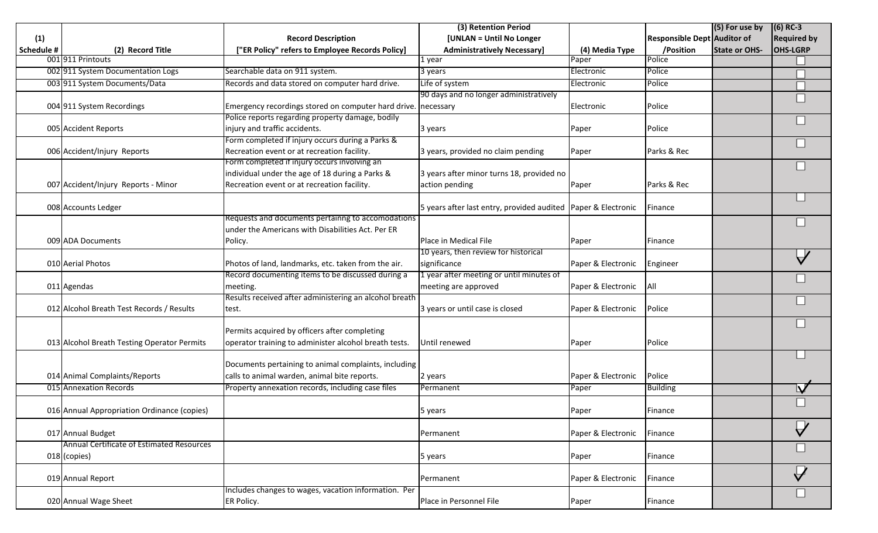| (1) Schedule # | (2) Record Title | Record Description ["ER Policy" refers to Employee Records Policy] | (3) Retention Period [UNLAN = Until No Longer Administratively Necessary] | (4) Media Type | Responsible Dept /Position | (5) For use by Auditor of State or OHS- | (6) RC-3 Required by OHS-LGRP |
|---|---|---|---|---|---|---|---|
| 001 | 911 Printouts | | 1 year | Paper | Police | | ☐ |
| 002 | 911 System Documentation Logs | Searchable data on 911 system. | 3 years | Electronic | Police | | ☐ |
| 003 | 911 System Documents/Data | Records and data stored on computer hard drive. | Life of system | Electronic | Police | | ☐ |
| 004 | 911 System Recordings | Emergency recordings stored on computer hard drive. | 90 days and no longer administratively necessary | Electronic | Police | | ☐ |
| 005 | Accident Reports | Police reports regarding property damage, bodily injury and traffic accidents. | 3 years | Paper | Police | | ☐ |
| 006 | Accident/Injury Reports | Form completed if injury occurs during a Parks & Recreation event or at recreation facility. | 3 years, provided no claim pending | Paper | Parks & Rec | | ☐ |
| 007 | Accident/Injury Reports - Minor | Form completed if injury occurs involving an individual under the age of 18 during a Parks & Recreation event or at recreation facility. | 3 years after minor turns 18, provided no action pending | Paper | Parks & Rec | | ☐ |
| 008 | Accounts Ledger | | 5 years after last entry, provided audited | Paper & Electronic | Finance | | ☐ |
| 009 | ADA Documents | Requests and documents pertaining to accomodations under the Americans with Disabilities Act. Per ER Policy. | Place in Medical File | Paper | Finance | | ☐ |
| 010 | Aerial Photos | Photos of land, landmarks, etc. taken from the air. | 10 years, then review for historical significance | Paper & Electronic | Engineer | | ☑ |
| 011 | Agendas | Record documenting items to be discussed during a meeting. | 1 year after meeting or until minutes of meeting are approved | Paper & Electronic | All | | ☐ |
| 012 | Alcohol Breath Test Records / Results | Results received after administering an alcohol breath test. | 3 years or until case is closed | Paper & Electronic | Police | | ☐ |
| 013 | Alcohol Breath Testing Operator Permits | Permits acquired by officers after completing operator training to administer alcohol breath tests. | Until renewed | Paper | Police | | ☐ |
| 014 | Animal Complaints/Reports | Documents pertaining to animal complaints, including calls to animal warden, animal bite reports. | 2 years | Paper & Electronic | Police | | ☐ |
| 015 | Annexation Records | Property annexation records, including case files | Permanent | Paper | Building | | ☑ |
| 016 | Annual Appropriation Ordinance (copies) | | 5 years | Paper | Finance | | ☐ |
| 017 | Annual Budget | | Permanent | Paper & Electronic | Finance | | ☑ |
| 018 | Annual Certificate of Estimated Resources (copies) | | 5 years | Paper | Finance | | ☐ |
| 019 | Annual Report | | Permanent | Paper & Electronic | Finance | | ☑ |
| 020 | Annual Wage Sheet | Includes changes to wages, vacation information. Per ER Policy. | Place in Personnel File | Paper | Finance | | ☐ |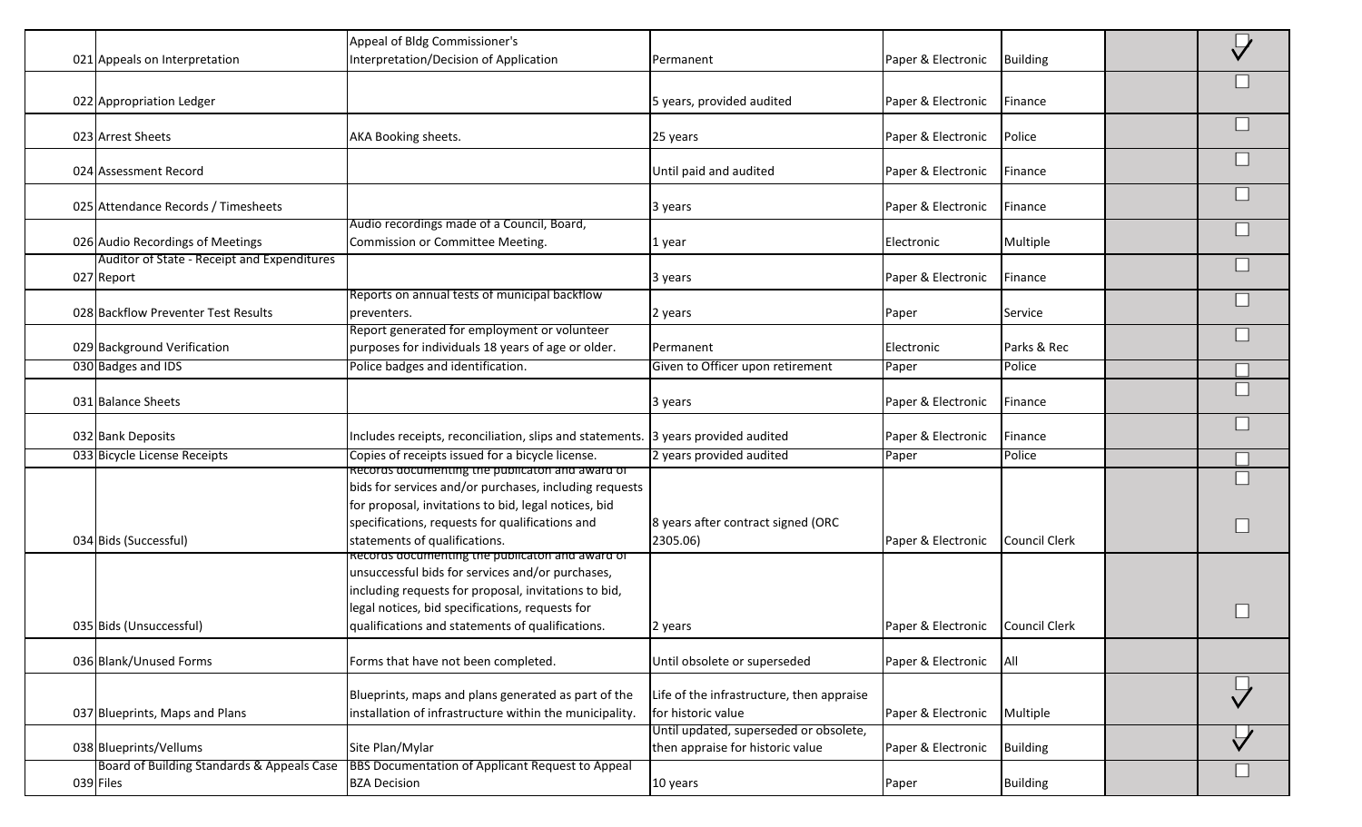| | | | | | | | |
|---|---|---|---|---|---|---|---|
| 021 | Appeals on Interpretation | Appeal of Bldg Commissioner's Interpretation/Decision of Application | Permanent | Paper & Electronic | Building | | ☑ |
| 022 | Appropriation Ledger | | 5 years, provided audited | Paper & Electronic | Finance | | ☐ |
| 023 | Arrest Sheets | AKA Booking sheets. | 25 years | Paper & Electronic | Police | | ☐ |
| 024 | Assessment Record | | Until paid and audited | Paper & Electronic | Finance | | ☐ |
| 025 | Attendance Records / Timesheets | | 3 years | Paper & Electronic | Finance | | ☐ |
| 026 | Audio Recordings of Meetings | Audio recordings made of a Council, Board, Commission or Committee Meeting. | 1 year | Electronic | Multiple | | ☐ |
| 027 | Auditor of State - Receipt and Expenditures Report | | 3 years | Paper & Electronic | Finance | | ☐ |
| 028 | Backflow Preventer Test Results | Reports on annual tests of municipal backflow preventers. | 2 years | Paper | Service | | ☐ |
| 029 | Background Verification | Report generated for employment or volunteer purposes for individuals 18 years of age or older. | Permanent | Electronic | Parks & Rec | | ☐ |
| 030 | Badges and IDS | Police badges and identification. | Given to Officer upon retirement | Paper | Police | | ☐ |
| 031 | Balance Sheets | | 3 years | Paper & Electronic | Finance | | ☐ |
| 032 | Bank Deposits | Includes receipts, reconciliation, slips and statements. | 3 years provided audited | Paper & Electronic | Finance | | ☐ |
| 033 | Bicycle License Receipts | Copies of receipts issued for a bicycle license. | 2 years provided audited | Paper | Police | | ☐ |
| 034 | Bids (Successful) | Records documenting the publicaton and award of bids for services and/or purchases, including requests for proposal, invitations to bid, legal notices, bid specifications, requests for qualifications and statements of qualifications. | 8 years after contract signed (ORC 2305.06) | Paper & Electronic | Council Clerk | | ☐ ☐ |
| 035 | Bids (Unsuccessful) | Records documenting the publicaton and award of unsuccessful bids for services and/or purchases, including requests for proposal, invitations to bid, legal notices, bid specifications, requests for qualifications and statements of qualifications. | 2 years | Paper & Electronic | Council Clerk | | ☐ |
| 036 | Blank/Unused Forms | Forms that have not been completed. | Until obsolete or superseded | Paper & Electronic | All | | |
| 037 | Blueprints, Maps and Plans | Blueprints, maps and plans generated as part of the installation of infrastructure within the municipality. | Life of the infrastructure, then appraise for historic value | Paper & Electronic | Multiple | | ☑ |
| 038 | Blueprints/Vellums | Site Plan/Mylar | Until updated, superseded or obsolete, then appraise for historic value | Paper & Electronic | Building | | ☑ |
| 039 | Board of Building Standards & Appeals Case Files | BBS Documentation of Applicant Request to Appeal BZA Decision | 10 years | Paper | Building | | ☐ |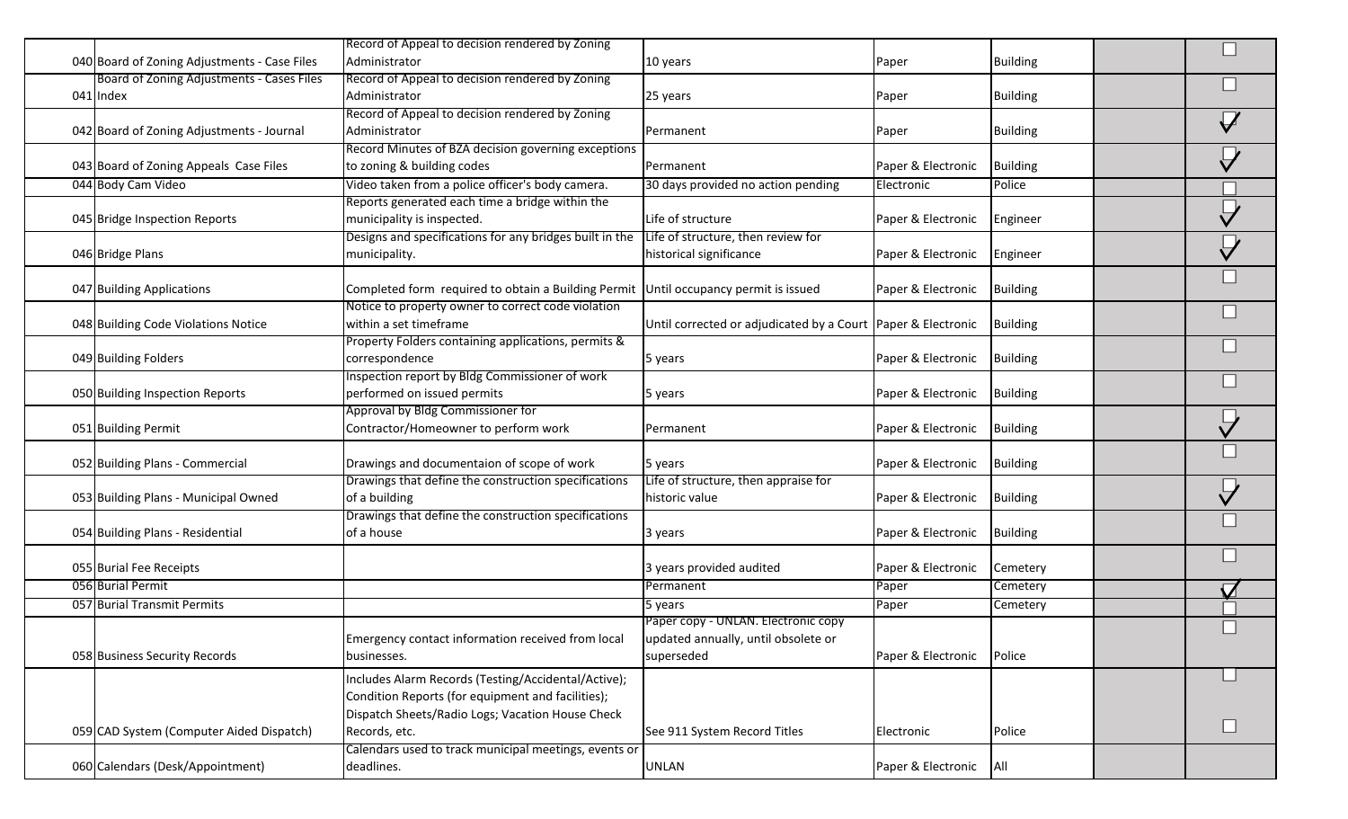|  |  |  |  |  |  |  |
|---|---|---|---|---|---|---|
| 040 Board of Zoning Adjustments - Case Files | Record of Appeal to decision rendered by Zoning Administrator | 10 years | Paper | Building |  | ☐ |
| 041 Board of Zoning Adjustments - Cases Files Index | Record of Appeal to decision rendered by Zoning Administrator | 25 years | Paper | Building |  | ☐ |
| 042 Board of Zoning Adjustments - Journal | Record of Appeal to decision rendered by Zoning Administrator | Permanent | Paper | Building |  | ☑ |
| 043 Board of Zoning Appeals Case Files | Record Minutes of BZA decision governing exceptions to zoning & building codes | Permanent | Paper & Electronic | Building |  | ☑ |
| 044 Body Cam Video | Video taken from a police officer's body camera. | 30 days provided no action pending | Electronic | Police |  | ☐ |
| 045 Bridge Inspection Reports | Reports generated each time a bridge within the municipality is inspected. | Life of structure | Paper & Electronic | Engineer |  | ☑ |
| 046 Bridge Plans | Designs and specifications for any bridges built in the municipality. | Life of structure, then review for historical significance | Paper & Electronic | Engineer |  | ☑ |
| 047 Building Applications | Completed form required to obtain a Building Permit | Until occupancy permit is issued | Paper & Electronic | Building |  | ☐ |
| 048 Building Code Violations Notice | Notice to property owner to correct code violation within a set timeframe | Until corrected or adjudicated by a Court | Paper & Electronic | Building |  | ☐ |
| 049 Building Folders | Property Folders containing applications, permits & correspondence | 5 years | Paper & Electronic | Building |  | ☐ |
| 050 Building Inspection Reports | Inspection report by Bldg Commissioner of work performed on issued permits | 5 years | Paper & Electronic | Building |  | ☐ |
| 051 Building Permit | Approval by Bldg Commissioner for Contractor/Homeowner to perform work | Permanent | Paper & Electronic | Building |  | ☑ |
| 052 Building Plans - Commercial | Drawings and documentaion of scope of work | 5 years | Paper & Electronic | Building |  | ☐ |
| 053 Building Plans - Municipal Owned | Drawings that define the construction specifications of a building | Life of structure, then appraise for historic value | Paper & Electronic | Building |  | ☑ |
| 054 Building Plans - Residential | Drawings that define the construction specifications of a house | 3 years | Paper & Electronic | Building |  | ☐ |
| 055 Burial Fee Receipts |  | 3 years provided audited | Paper & Electronic | Cemetery |  | ☐ |
| 056 Burial Permit |  | Permanent | Paper | Cemetery |  | ☑ |
| 057 Burial Transmit Permits |  | 5 years | Paper | Cemetery |  | ☐ |
| 058 Business Security Records | Emergency contact information received from local businesses. | Paper copy - UNLAN. Electronic copy updated annually, until obsolete or superseded | Paper & Electronic | Police |  | ☐ |
| 059 CAD System (Computer Aided Dispatch) | Includes Alarm Records (Testing/Accidental/Active); Condition Reports (for equipment and facilities); Dispatch Sheets/Radio Logs; Vacation House Check Records, etc. | See 911 System Record Titles | Electronic | Police |  | ☐ ☐ |
| 060 Calendars (Desk/Appointment) | Calendars used to track municipal meetings, events or deadlines. | UNLAN | Paper & Electronic | All |  |  |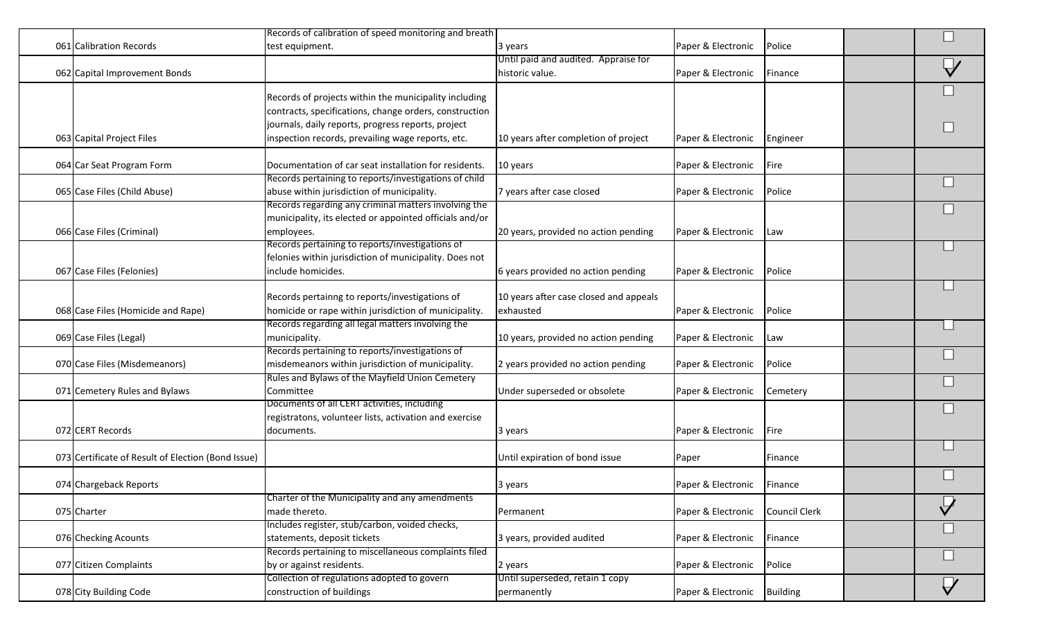| | | | | | | | |
|---|---|---|---|---|---|---|---|
| 061 | Calibration Records | Records of calibration of speed monitoring and breath test equipment. | 3 years | Paper & Electronic | Police | | ☐ |
| 062 | Capital Improvement Bonds | | Until paid and audited. Appraise for historic value. | Paper & Electronic | Finance | | ☑ |
| 063 | Capital Project Files | Records of projects within the municipality including contracts, specifications, change orders, construction journals, daily reports, progress reports, project inspection records, prevailing wage reports, etc. | 10 years after completion of project | Paper & Electronic | Engineer | | ☐ ☐ |
| 064 | Car Seat Program Form | Documentation of car seat installation for residents. | 10 years | Paper & Electronic | Fire | | |
| 065 | Case Files (Child Abuse) | Records pertaining to reports/investigations of child abuse within jurisdiction of municipality. | 7 years after case closed | Paper & Electronic | Police | | ☐ |
| 066 | Case Files (Criminal) | Records regarding any criminal matters involving the municipality, its elected or appointed officials and/or employees. | 20 years, provided no action pending | Paper & Electronic | Law | | ☐ |
| 067 | Case Files (Felonies) | Records pertaining to reports/investigations of felonies within jurisdiction of municipality. Does not include homicides. | 6 years provided no action pending | Paper & Electronic | Police | | ☐ |
| 068 | Case Files (Homicide and Rape) | Records pertainng to reports/investigations of homicide or rape within jurisdiction of municipality. | 10 years after case closed and appeals exhausted | Paper & Electronic | Police | | ☐ |
| 069 | Case Files (Legal) | Records regarding all legal matters involving the municipality. | 10 years, provided no action pending | Paper & Electronic | Law | | ☐ |
| 070 | Case Files (Misdemeanors) | Records pertaining to reports/investigations of misdemeanors within jurisdiction of municipality. | 2 years provided no action pending | Paper & Electronic | Police | | ☐ |
| 071 | Cemetery Rules and Bylaws | Rules and Bylaws of the Mayfield Union Cemetery Committee | Under superseded or obsolete | Paper & Electronic | Cemetery | | ☐ |
| 072 | CERT Records | Documents of all CERT activities, including registratons, volunteer lists, activation and exercise documents. | 3 years | Paper & Electronic | Fire | | ☐ |
| 073 | Certificate of Result of Election (Bond Issue) | | Until expiration of bond issue | Paper | Finance | | ☐ |
| 074 | Chargeback Reports | | 3 years | Paper & Electronic | Finance | | ☐ |
| 075 | Charter | Charter of the Municipality and any amendments made thereto. | Permanent | Paper & Electronic | Council Clerk | | ☑ |
| 076 | Checking Acounts | Includes register, stub/carbon, voided checks, statements, deposit tickets | 3 years, provided audited | Paper & Electronic | Finance | | ☐ |
| 077 | Citizen Complaints | Records pertaining to miscellaneous complaints filed by or against residents. | 2 years | Paper & Electronic | Police | | ☐ |
| 078 | City Building Code | Collection of regulations adopted to govern construction of buildings | Until superseded, retain 1 copy permanently | Paper & Electronic | Building | | ☑ |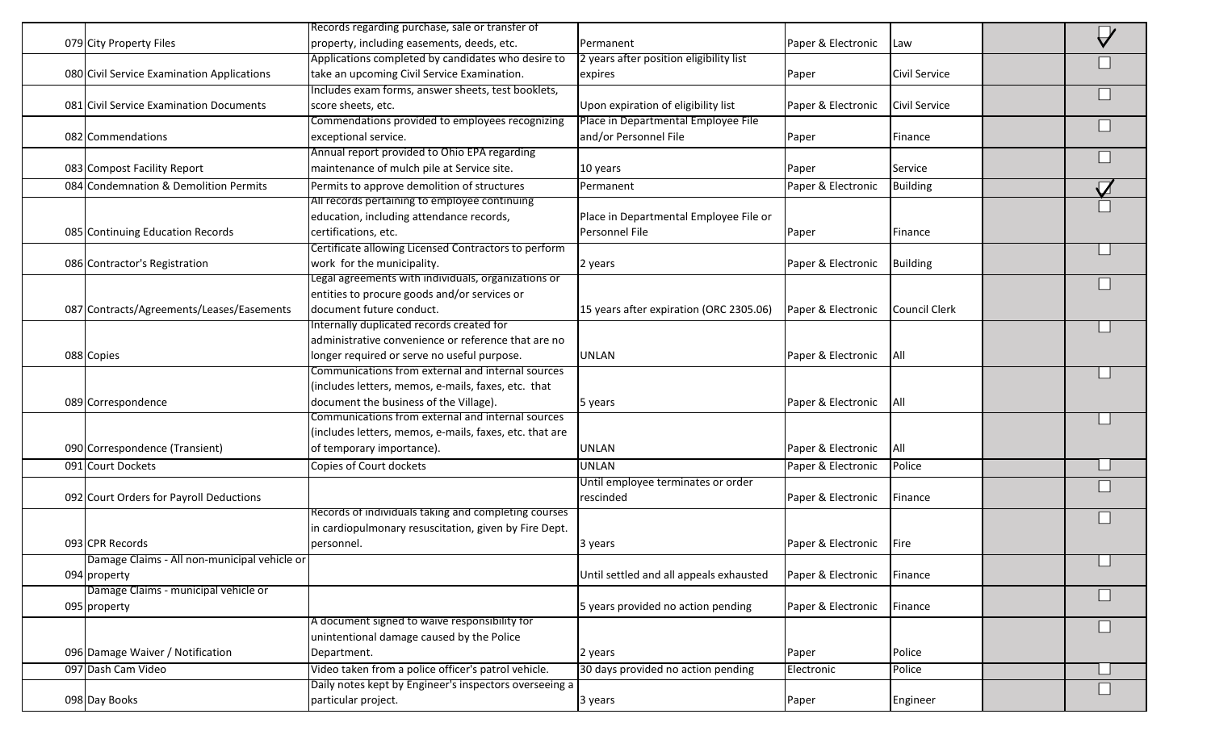| No. | Record Title | Description | Retention Period | Media | Department | | |
|---|---|---|---|---|---|---|---|
| 079 | City Property Files | Records regarding purchase, sale or transfer of property, including easements, deeds, etc. | Permanent | Paper & Electronic | Law | | ☑ |
| 080 | Civil Service Examination Applications | Applications completed by candidates who desire to take an upcoming Civil Service Examination. | 2 years after position eligibility list expires | Paper | Civil Service | | ☐ |
| 081 | Civil Service Examination Documents | Includes exam forms, answer sheets, test booklets, score sheets, etc. | Upon expiration of eligibility list | Paper & Electronic | Civil Service | | ☐ |
| 082 | Commendations | Commendations provided to employees recognizing exceptional service. | Place in Departmental Employee File and/or Personnel File | Paper | Finance | | ☐ |
| 083 | Compost Facility Report | Annual report provided to Ohio EPA regarding maintenance of mulch pile at Service site. | 10 years | Paper | Service | | ☐ |
| 084 | Condemnation & Demolition Permits | Permits to approve demolition of structures | Permanent | Paper & Electronic | Building | | ☑ |
| 085 | Continuing Education Records | All records pertaining to employee continuing education, including attendance records, certifications, etc. | Place in Departmental Employee File or Personnel File | Paper | Finance | | ☐ |
| 086 | Contractor's Registration | Certificate allowing Licensed Contractors to perform work for the municipality. | 2 years | Paper & Electronic | Building | | ☐ |
| 087 | Contracts/Agreements/Leases/Easements | Legal agreements with individuals, organizations or entities to procure goods and/or services or document future conduct. | 15 years after expiration (ORC 2305.06) | Paper & Electronic | Council Clerk | | ☐ |
| 088 | Copies | Internally duplicated records created for administrative convenience or reference that are no longer required or serve no useful purpose. | UNLAN | Paper & Electronic | All | | ☐ |
| 089 | Correspondence | Communications from external and internal sources (includes letters, memos, e-mails, faxes, etc. that document the business of the Village). | 5 years | Paper & Electronic | All | | ☐ |
| 090 | Correspondence (Transient) | Communications from external and internal sources (includes letters, memos, e-mails, faxes, etc. that are of temporary importance). | UNLAN | Paper & Electronic | All | | ☐ |
| 091 | Court Dockets | Copies of Court dockets | UNLAN | Paper & Electronic | Police | | ☐ |
| 092 | Court Orders for Payroll Deductions | | Until employee terminates or order rescinded | Paper & Electronic | Finance | | ☐ |
| 093 | CPR Records | Records of individuals taking and completing courses in cardiopulmonary resuscitation, given by Fire Dept. personnel. | 3 years | Paper & Electronic | Fire | | ☐ |
| 094 | Damage Claims - All non-municipal vehicle or property | | Until settled and all appeals exhausted | Paper & Electronic | Finance | | ☐ |
| 095 | Damage Claims - municipal vehicle or property | | 5 years provided no action pending | Paper & Electronic | Finance | | ☐ |
| 096 | Damage Waiver / Notification | A document signed to waive responsibility for unintentional damage caused by the Police Department. | 2 years | Paper | Police | | ☐ |
| 097 | Dash Cam Video | Video taken from a police officer's patrol vehicle. | 30 days provided no action pending | Electronic | Police | | ☐ |
| 098 | Day Books | Daily notes kept by Engineer's inspectors overseeing a particular project. | 3 years | Paper | Engineer | | ☐ |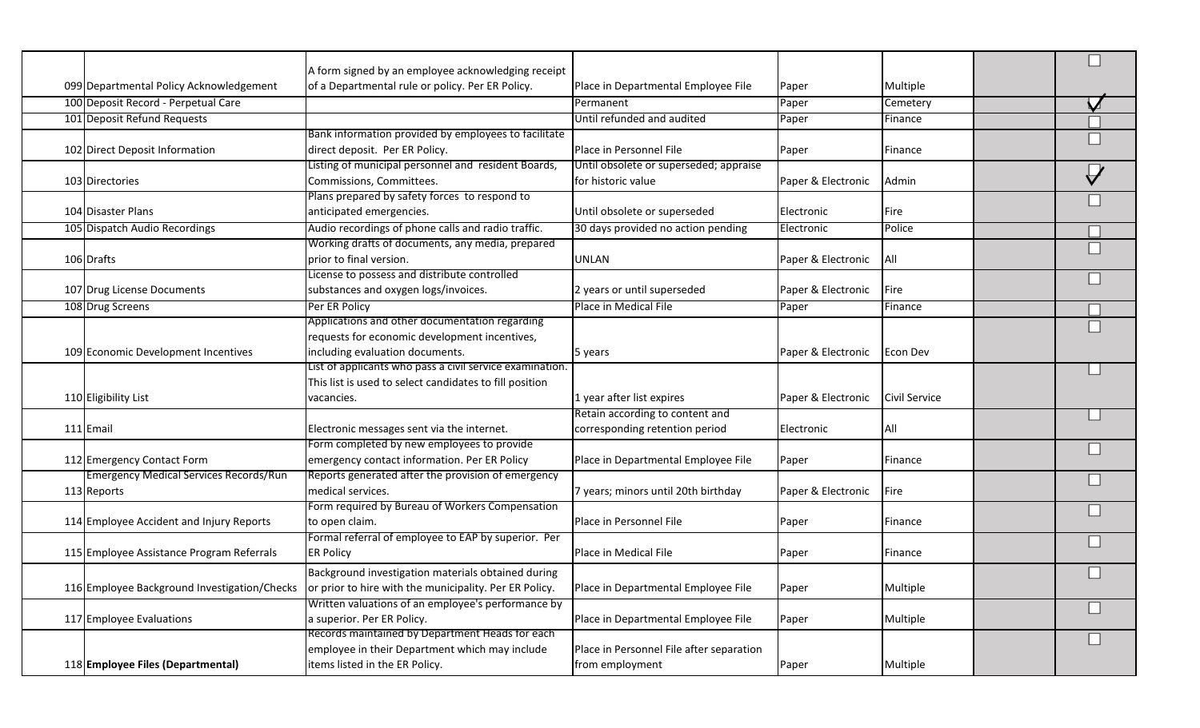| | | | | | | |
|---|---|---|---|---|---|---|
| 099 Departmental Policy Acknowledgement | A form signed by an employee acknowledging receipt of a Departmental rule or policy. Per ER Policy. | Place in Departmental Employee File | Paper | Multiple | | ☐ |
| 100 Deposit Record - Perpetual Care | | Permanent | Paper | Cemetery | | ☑ |
| 101 Deposit Refund Requests | | Until refunded and audited | Paper | Finance | | ☐ |
| 102 Direct Deposit Information | Bank information provided by employees to facilitate direct deposit. Per ER Policy. | Place in Personnel File | Paper | Finance | | ☐ |
| 103 Directories | Listing of municipal personnel and resident Boards, Commissions, Committees. | Until obsolete or superseded; appraise for historic value | Paper & Electronic | Admin | | ☑ |
| 104 Disaster Plans | Plans prepared by safety forces to respond to anticipated emergencies. | Until obsolete or superseded | Electronic | Fire | | ☐ |
| 105 Dispatch Audio Recordings | Audio recordings of phone calls and radio traffic. | 30 days provided no action pending | Electronic | Police | | ☐ |
| 106 Drafts | Working drafts of documents, any media, prepared prior to final version. | UNLAN | Paper & Electronic | All | | ☐ |
| 107 Drug License Documents | License to possess and distribute controlled substances and oxygen logs/invoices. | 2 years or until superseded | Paper & Electronic | Fire | | ☐ |
| 108 Drug Screens | Per ER Policy | Place in Medical File | Paper | Finance | | ☐ |
| 109 Economic Development Incentives | Applications and other documentation regarding requests for economic development incentives, including evaluation documents. | 5 years | Paper & Electronic | Econ Dev | | ☐ |
| 110 Eligibility List | List of applicants who pass a civil service examination. This list is used to select candidates to fill position vacancies. | 1 year after list expires | Paper & Electronic | Civil Service | | ☐ |
| 111 Email | Electronic messages sent via the internet. | Retain according to content and corresponding retention period | Electronic | All | | ☐ |
| 112 Emergency Contact Form | Form completed by new employees to provide emergency contact information. Per ER Policy | Place in Departmental Employee File | Paper | Finance | | ☐ |
| 113 Emergency Medical Services Records/Run Reports | Reports generated after the provision of emergency medical services. | 7 years; minors until 20th birthday | Paper & Electronic | Fire | | ☐ |
| 114 Employee Accident and Injury Reports | Form required by Bureau of Workers Compensation to open claim. | Place in Personnel File | Paper | Finance | | ☐ |
| 115 Employee Assistance Program Referrals | Formal referral of employee to EAP by superior. Per ER Policy | Place in Medical File | Paper | Finance | | ☐ |
| 116 Employee Background Investigation/Checks | Background investigation materials obtained during or prior to hire with the municipality. Per ER Policy. | Place in Departmental Employee File | Paper | Multiple | | ☐ |
| 117 Employee Evaluations | Written valuations of an employee's performance by a superior. Per ER Policy. | Place in Departmental Employee File | Paper | Multiple | | ☐ |
| 118 **Employee Files (Departmental)** | Records maintained by Department Heads for each employee in their Department which may include items listed in the ER Policy. | Place in Personnel File after separation from employment | Paper | Multiple | | ☐ |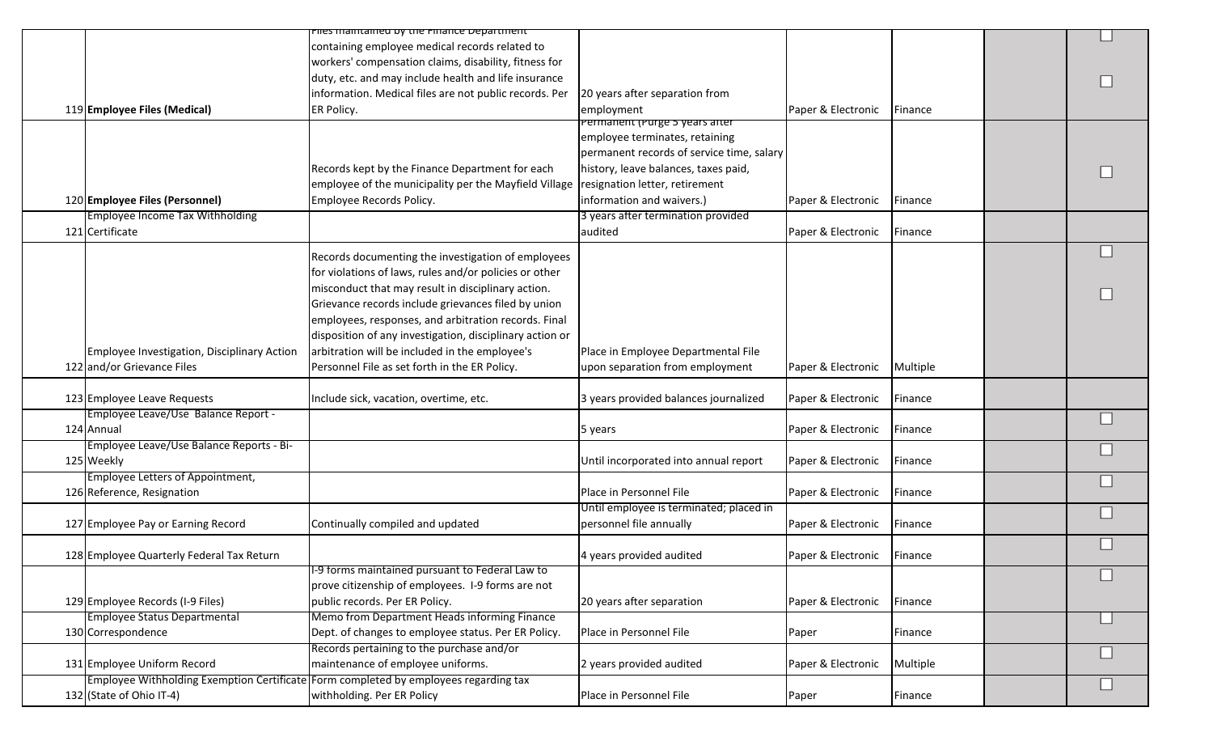| # | Record Title | Description | Retention Period | Medium | Department | | |
|---|---|---|---|---|---|---|---|
| 119 | **Employee Files (Medical)** | Files maintained by the Finance Department containing employee medical records related to workers' compensation claims, disability, fitness for duty, etc. and may include health and life insurance information. Medical files are not public records. Per ER Policy. | 20 years after separation from employment | Paper & Electronic | Finance | | ☐ ☐ |
| 120 | **Employee Files (Personnel)** | Records kept by the Finance Department for each employee of the municipality per the Mayfield Village Employee Records Policy. | Permanent (Purge 5 years after employee terminates, retaining permanent records of service time, salary history, leave balances, taxes paid, resignation letter, retirement information and waivers.) | Paper & Electronic | Finance | | ☐ |
| 121 | Employee Income Tax Withholding Certificate | | 3 years after termination provided audited | Paper & Electronic | Finance | | |
| 122 | Employee Investigation, Disciplinary Action and/or Grievance Files | Records documenting the investigation of employees for violations of laws, rules and/or policies or other misconduct that may result in disciplinary action. Grievance records include grievances filed by union employees, responses, and arbitration records. Final disposition of any investigation, disciplinary action or arbitration will be included in the employee's Personnel File as set forth in the ER Policy. | Place in Employee Departmental File upon separation from employment | Paper & Electronic | Multiple | | ☐ ☐ |
| 123 | Employee Leave Requests | Include sick, vacation, overtime, etc. | 3 years provided balances journalized | Paper & Electronic | Finance | | |
| 124 | Employee Leave/Use Balance Report - Annual | | 5 years | Paper & Electronic | Finance | | ☐ |
| 125 | Employee Leave/Use Balance Reports - Bi-Weekly | | Until incorporated into annual report | Paper & Electronic | Finance | | ☐ |
| 126 | Employee Letters of Appointment, Reference, Resignation | | Place in Personnel File | Paper & Electronic | Finance | | ☐ |
| 127 | Employee Pay or Earning Record | Continually compiled and updated | Until employee is terminated; placed in personnel file annually | Paper & Electronic | Finance | | ☐ |
| 128 | Employee Quarterly Federal Tax Return | | 4 years provided audited | Paper & Electronic | Finance | | ☐ |
| 129 | Employee Records (I-9 Files) | I-9 forms maintained pursuant to Federal Law to prove citizenship of employees. I-9 forms are not public records. Per ER Policy. | 20 years after separation | Paper & Electronic | Finance | | ☐ |
| 130 | Employee Status Departmental Correspondence | Memo from Department Heads informing Finance Dept. of changes to employee status. Per ER Policy. | Place in Personnel File | Paper | Finance | | ☐ |
| 131 | Employee Uniform Record | Records pertaining to the purchase and/or maintenance of employee uniforms. | 2 years provided audited | Paper & Electronic | Multiple | | ☐ |
| 132 | Employee Withholding Exemption Certificate (State of Ohio IT-4) | Form completed by employees regarding tax withholding. Per ER Policy | Place in Personnel File | Paper | Finance | | ☐ |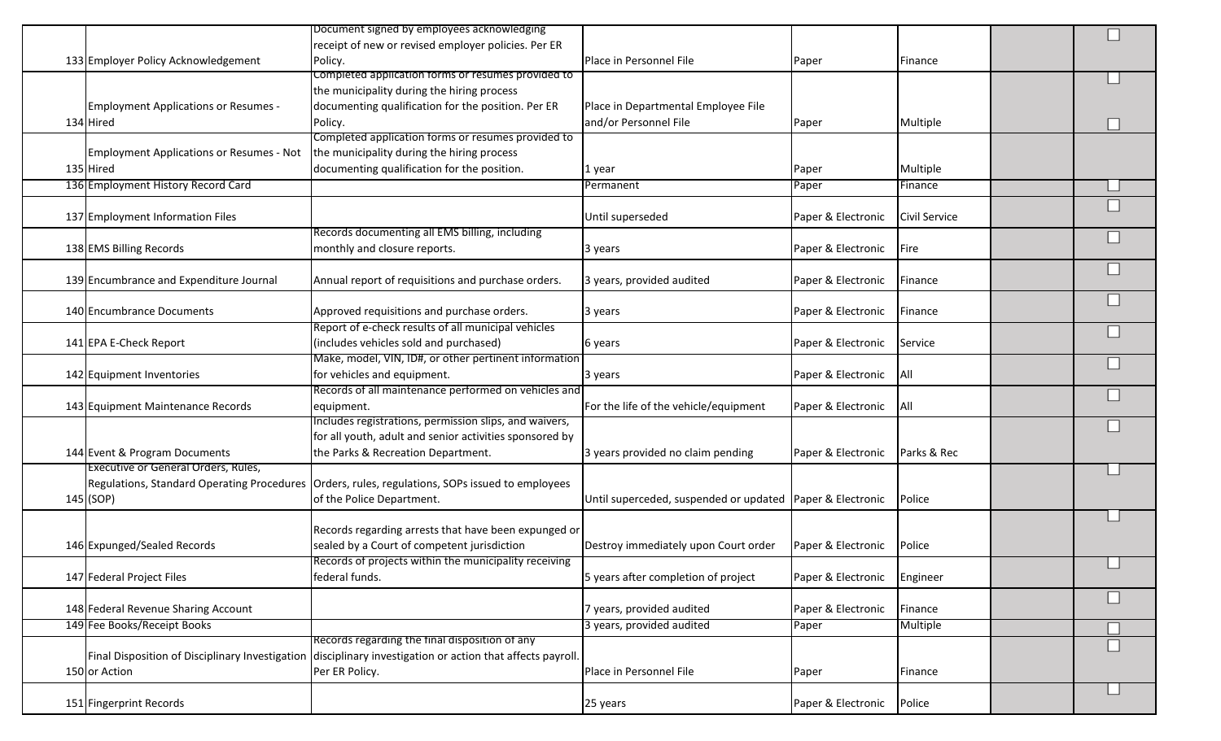| | | | | | | | |
|---|---|---|---|---|---|---|---|
| 133 | Employer Policy Acknowledgement | Document signed by employees acknowledging receipt of new or revised employer policies. Per ER Policy. | Place in Personnel File | Paper | Finance | | ☐ |
| 134 | Employment Applications or Resumes - Hired | Completed application forms or resumes provided to the municipality during the hiring process documenting qualification for the position. Per ER Policy. | Place in Departmental Employee File and/or Personnel File | Paper | Multiple | | ☐ ☐ |
| 135 | Employment Applications or Resumes - Not Hired | Completed application forms or resumes provided to the municipality during the hiring process documenting qualification for the position. | 1 year | Paper | Multiple | | |
| 136 | Employment History Record Card | | Permanent | Paper | Finance | | ☐ |
| 137 | Employment Information Files | | Until superseded | Paper & Electronic | Civil Service | | ☐ |
| 138 | EMS Billing Records | Records documenting all EMS billing, including monthly and closure reports. | 3 years | Paper & Electronic | Fire | | ☐ |
| 139 | Encumbrance and Expenditure Journal | Annual report of requisitions and purchase orders. | 3 years, provided audited | Paper & Electronic | Finance | | ☐ |
| 140 | Encumbrance Documents | Approved requisitions and purchase orders. | 3 years | Paper & Electronic | Finance | | ☐ |
| 141 | EPA E-Check Report | Report of e-check results of all municipal vehicles (includes vehicles sold and purchased) | 6 years | Paper & Electronic | Service | | ☐ |
| 142 | Equipment Inventories | Make, model, VIN, ID#, or other pertinent information for vehicles and equipment. | 3 years | Paper & Electronic | All | | ☐ |
| 143 | Equipment Maintenance Records | Records of all maintenance performed on vehicles and equipment. | For the life of the vehicle/equipment | Paper & Electronic | All | | ☐ |
| 144 | Event & Program Documents | Includes registrations, permission slips, and waivers, for all youth, adult and senior activities sponsored by the Parks & Recreation Department. | 3 years provided no claim pending | Paper & Electronic | Parks & Rec | | ☐ |
| 145 | Executive or General Orders, Rules, Regulations, Standard Operating Procedures (SOP) | Orders, rules, regulations, SOPs issued to employees of the Police Department. | Until superceded, suspended or updated | Paper & Electronic | Police | | ☐ |
| 146 | Expunged/Sealed Records | Records regarding arrests that have been expunged or sealed by a Court of competent jurisdiction | Destroy immediately upon Court order | Paper & Electronic | Police | | ☐ |
| 147 | Federal Project Files | Records of projects within the municipality receiving federal funds. | 5 years after completion of project | Paper & Electronic | Engineer | | ☐ |
| 148 | Federal Revenue Sharing Account | | 7 years, provided audited | Paper & Electronic | Finance | | ☐ |
| 149 | Fee Books/Receipt Books | | 3 years, provided audited | Paper | Multiple | | ☐ |
| 150 | Final Disposition of Disciplinary Investigation or Action | Records regarding the final disposition of any disciplinary investigation or action that affects payroll. Per ER Policy. | Place in Personnel File | Paper | Finance | | ☐ |
| 151 | Fingerprint Records | | 25 years | Paper & Electronic | Police | | ☐ |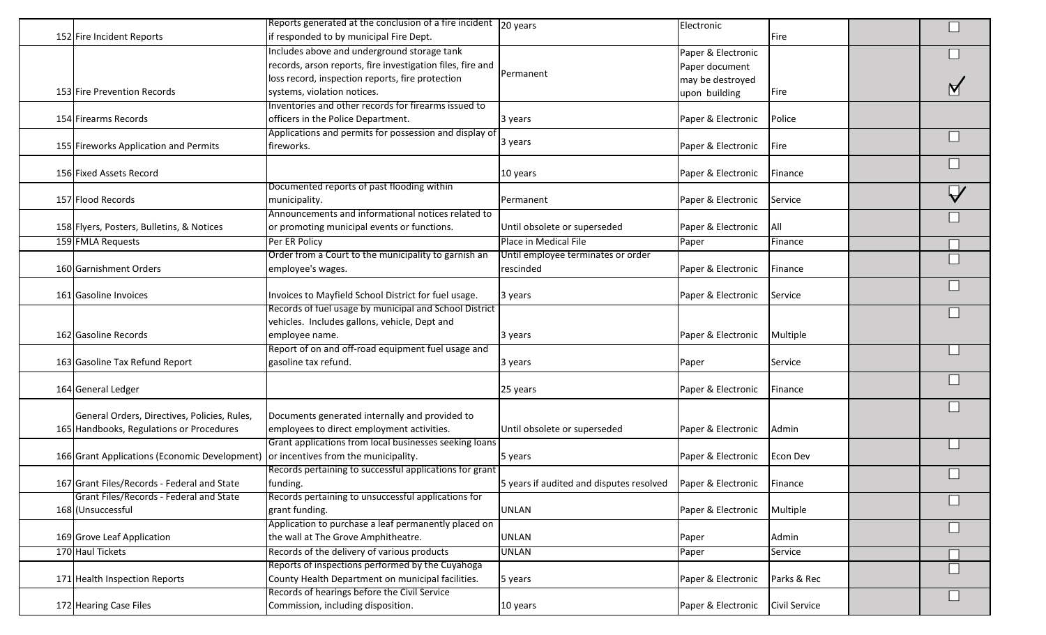| | | | | | | | |
|---|---|---|---|---|---|---|---|
| 152 | Fire Incident Reports | Reports generated at the conclusion of a fire incident if responded to by municipal Fire Dept. | 20 years | Electronic | Fire | | ☐ |
| 153 | Fire Prevention Records | Includes above and underground storage tank records, arson reports, fire investigation files, fire and loss record, inspection reports, fire protection systems, violation notices. | Permanent | Paper & Electronic Paper document may be destroyed upon building | Fire | | ☐ ☑ |
| 154 | Firearms Records | Inventories and other records for firearms issued to officers in the Police Department. | 3 years | Paper & Electronic | Police | | |
| 155 | Fireworks Application and Permits | Applications and permits for possession and display of fireworks. | 3 years | Paper & Electronic | Fire | | ☐ |
| 156 | Fixed Assets Record | | 10 years | Paper & Electronic | Finance | | ☐ |
| 157 | Flood Records | Documented reports of past flooding within municipality. | Permanent | Paper & Electronic | Service | | ☑ |
| 158 | Flyers, Posters, Bulletins, & Notices | Announcements and informational notices related to or promoting municipal events or functions. | Until obsolete or superseded | Paper & Electronic | All | | ☐ |
| 159 | FMLA Requests | Per ER Policy | Place in Medical File | Paper | Finance | | ☐ |
| 160 | Garnishment Orders | Order from a Court to the municipality to garnish an employee's wages. | Until employee terminates or order rescinded | Paper & Electronic | Finance | | ☐ |
| 161 | Gasoline Invoices | Invoices to Mayfield School District for fuel usage. | 3 years | Paper & Electronic | Service | | ☐ |
| 162 | Gasoline Records | Records of fuel usage by municipal and School District vehicles. Includes gallons, vehicle, Dept and employee name. | 3 years | Paper & Electronic | Multiple | | ☐ |
| 163 | Gasoline Tax Refund Report | Report of on and off-road equipment fuel usage and gasoline tax refund. | 3 years | Paper | Service | | ☐ |
| 164 | General Ledger | | 25 years | Paper & Electronic | Finance | | ☐ |
| 165 | General Orders, Directives, Policies, Rules, Handbooks, Regulations or Procedures | Documents generated internally and provided to employees to direct employment activities. | Until obsolete or superseded | Paper & Electronic | Admin | | ☐ |
| 166 | Grant Applications (Economic Development) | Grant applications from local businesses seeking loans or incentives from the municipality. | 5 years | Paper & Electronic | Econ Dev | | ☐ |
| 167 | Grant Files/Records - Federal and State | Records pertaining to successful applications for grant funding. | 5 years if audited and disputes resolved | Paper & Electronic | Finance | | ☐ |
| 168 | Grant Files/Records - Federal and State (Unsuccessful | Records pertaining to unsuccessful applications for grant funding. | UNLAN | Paper & Electronic | Multiple | | ☐ |
| 169 | Grove Leaf Application | Application to purchase a leaf permanently placed on the wall at The Grove Amphitheatre. | UNLAN | Paper | Admin | | ☐ |
| 170 | Haul Tickets | Records of the delivery of various products | UNLAN | Paper | Service | | ☐ |
| 171 | Health Inspection Reports | Reports of inspections performed by the Cuyahoga County Health Department on municipal facilities. | 5 years | Paper & Electronic | Parks & Rec | | ☐ |
| 172 | Hearing Case Files | Records of hearings before the Civil Service Commission, including disposition. | 10 years | Paper & Electronic | Civil Service | | ☐ |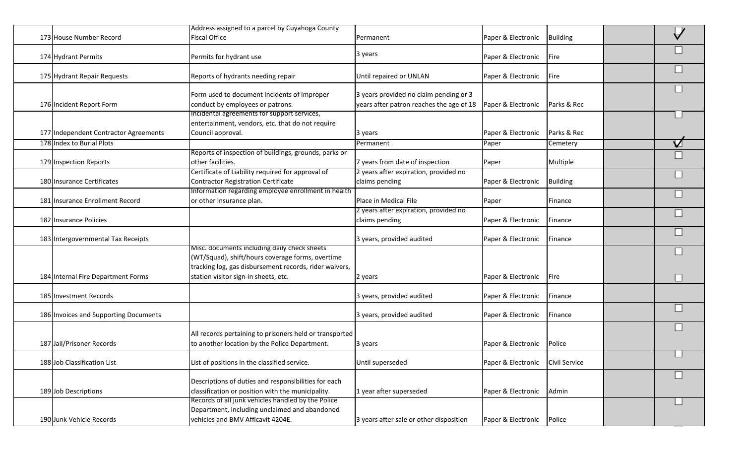| | | | | | | | |
|---|---|---|---|---|---|---|---|
| 173 | House Number Record | Address assigned to a parcel by Cuyahoga County Fiscal Office | Permanent | Paper & Electronic | Building | | ☑ |
| 174 | Hydrant Permits | Permits for hydrant use | 3 years | Paper & Electronic | Fire | | ☐ |
| 175 | Hydrant Repair Requests | Reports of hydrants needing repair | Until repaired or UNLAN | Paper & Electronic | Fire | | ☐ |
| 176 | Incident Report Form | Form used to document incidents of improper conduct by employees or patrons. | 3 years provided no claim pending or 3 years after patron reaches the age of 18 | Paper & Electronic | Parks & Rec | | ☐ |
| 177 | Independent Contractor Agreements | Incidental agreements for support services, entertainment, vendors, etc. that do not require Council approval. | 3 years | Paper & Electronic | Parks & Rec | | ☐ |
| 178 | Index to Burial Plots | | Permanent | Paper | Cemetery | | ☑ |
| 179 | Inspection Reports | Reports of inspection of buildings, grounds, parks or other facilities. | 7 years from date of inspection | Paper | Multiple | | ☐ |
| 180 | Insurance Certificates | Certificate of Liability required for approval of Contractor Registration Certificate | 2 years after expiration, provided no claims pending | Paper & Electronic | Building | | ☐ |
| 181 | Insurance Enrollment Record | Information regarding employee enrollment in health or other insurance plan. | Place in Medical File | Paper | Finance | | ☐ |
| 182 | Insurance Policies | | 2 years after expiration, provided no claims pending | Paper & Electronic | Finance | | ☐ |
| 183 | Intergovernmental Tax Receipts | | 3 years, provided audited | Paper & Electronic | Finance | | ☐ |
| 184 | Internal Fire Department Forms | Misc. documents including daily check sheets (WT/Squad), shift/hours coverage forms, overtime tracking log, gas disbursement records, rider waivers, station visitor sign-in sheets, etc. | 2 years | Paper & Electronic | Fire | | ☐ ☐ |
| 185 | Investment Records | | 3 years, provided audited | Paper & Electronic | Finance | | |
| 186 | Invoices and Supporting Documents | | 3 years, provided audited | Paper & Electronic | Finance | | ☐ |
| 187 | Jail/Prisoner Records | All records pertaining to prisoners held or transported to another location by the Police Department. | 3 years | Paper & Electronic | Police | | ☐ |
| 188 | Job Classification List | List of positions in the classified service. | Until superseded | Paper & Electronic | Civil Service | | ☐ |
| 189 | Job Descriptions | Descriptions of duties and responsibilities for each classification or position with the municipality. | 1 year after superseded | Paper & Electronic | Admin | | ☐ |
| 190 | Junk Vehicle Records | Records of all junk vehicles handled by the Police Department, including unclaimed and abandoned vehicles and BMV Afficavit 4204E. | 3 years after sale or other disposition | Paper & Electronic | Police | | ☐ |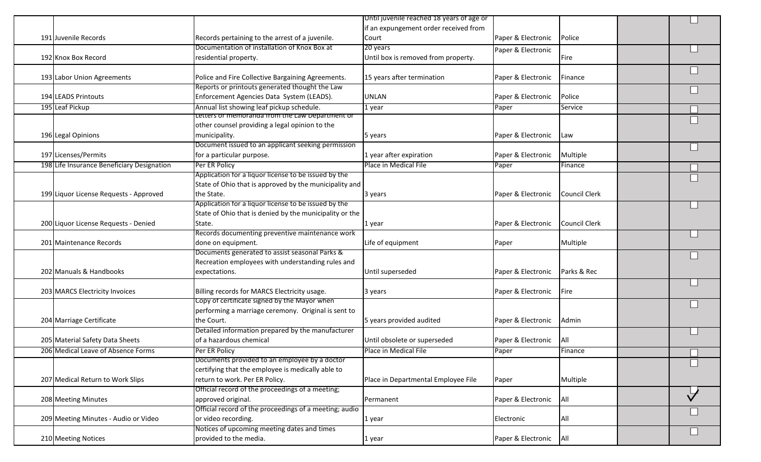| | | | | | | | |
|---|---|---|---|---|---|---|---|
| 191 | Juvenile Records | Records pertaining to the arrest of a juvenile. | Until juvenile reached 18 years of age or if an expungement order received from Court | Paper & Electronic | Police | | ☐ |
| 192 | Knox Box Record | Documentation of installation of Knox Box at residential property. | 20 years Until box is removed from property. | Paper & Electronic | Fire | | ☐ |
| 193 | Labor Union Agreements | Police and Fire Collective Bargaining Agreements. | 15 years after termination | Paper & Electronic | Finance | | ☐ |
| 194 | LEADS Printouts | Reports or printouts generated thought the Law Enforcement Agencies Data System (LEADS). | UNLAN | Paper & Electronic | Police | | ☐ |
| 195 | Leaf Pickup | Annual list showing leaf pickup schedule. | 1 year | Paper | Service | | ☐ |
| 196 | Legal Opinions | Letters or memoranda from the Law Department or other counsel providing a legal opinion to the municipality. | 5 years | Paper & Electronic | Law | | ☐ |
| 197 | Licenses/Permits | Document issued to an applicant seeking permission for a particular purpose. | 1 year after expiration | Paper & Electronic | Multiple | | ☐ |
| 198 | Life Insurance Beneficiary Designation | Per ER Policy | Place in Medical File | Paper | Finance | | ☐ |
| 199 | Liquor License Requests - Approved | Application for a liquor license to be issued by the State of Ohio that is approved by the municipality and the State. | 3 years | Paper & Electronic | Council Clerk | | ☐ |
| 200 | Liquor License Requests - Denied | Application for a liquor license to be issued by the State of Ohio that is denied by the municipality or the State. | 1 year | Paper & Electronic | Council Clerk | | ☐ |
| 201 | Maintenance Records | Records documenting preventive maintenance work done on equipment. | Life of equipment | Paper | Multiple | | ☐ |
| 202 | Manuals & Handbooks | Documents generated to assist seasonal Parks & Recreation employees with understanding rules and expectations. | Until superseded | Paper & Electronic | Parks & Rec | | ☐ |
| 203 | MARCS Electricity Invoices | Billing records for MARCS Electricity usage. | 3 years | Paper & Electronic | Fire | | ☐ |
| 204 | Marriage Certificate | Copy of certificate signed by the Mayor when performing a marriage ceremony. Original is sent to the Court. | 5 years provided audited | Paper & Electronic | Admin | | ☐ |
| 205 | Material Safety Data Sheets | Detailed information prepared by the manufacturer of a hazardous chemical | Until obsolete or superseded | Paper & Electronic | All | | ☐ |
| 206 | Medical Leave of Absence Forms | Per ER Policy | Place in Medical File | Paper | Finance | | ☐ |
| 207 | Medical Return to Work Slips | Documents provided to an employee by a doctor certifying that the employee is medically able to return to work. Per ER Policy. | Place in Departmental Employee File | Paper | Multiple | | ☐ |
| 208 | Meeting Minutes | Official record of the proceedings of a meeting; approved original. | Permanent | Paper & Electronic | All | | ☑ |
| 209 | Meeting Minutes - Audio or Video | Official record of the proceedings of a meeting; audio or video recording. | 1 year | Electronic | All | | ☐ |
| 210 | Meeting Notices | Notices of upcoming meeting dates and times provided to the media. | 1 year | Paper & Electronic | All | | ☐ |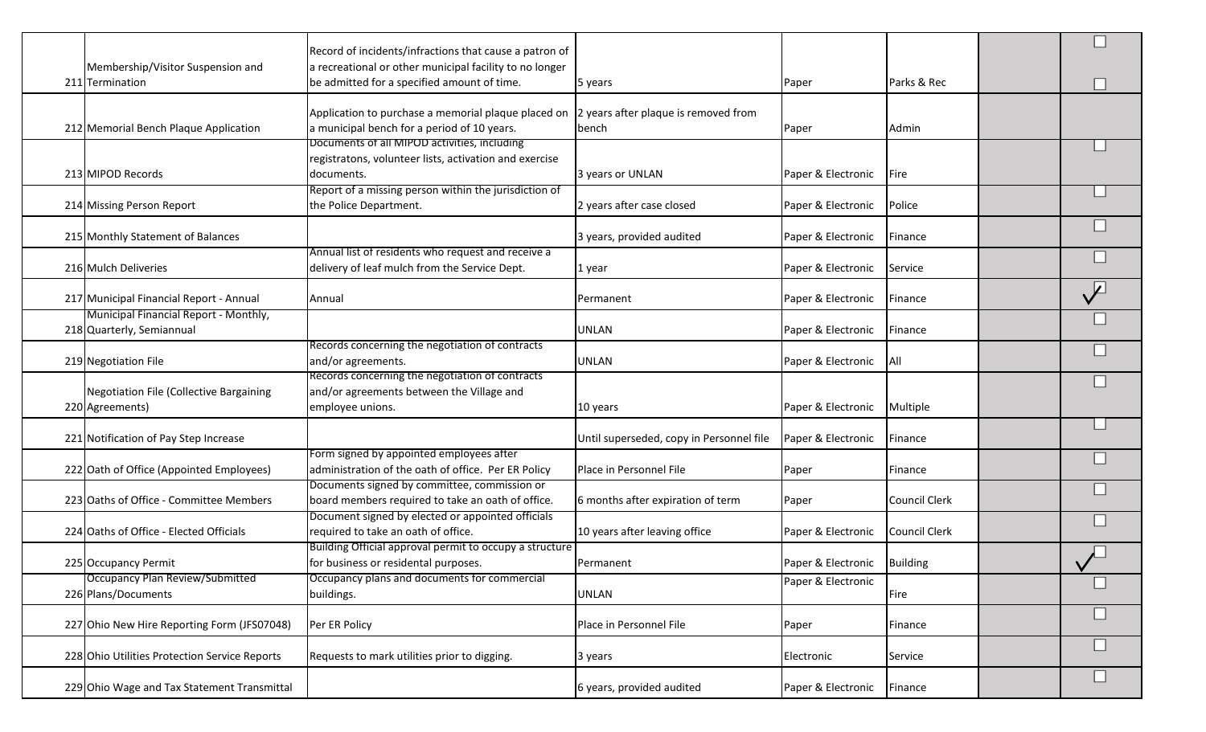| | | | | | | | |
|---|---|---|---|---|---|---|---|
| 211 | Membership/Visitor Suspension and Termination | Record of incidents/infractions that cause a patron of a recreational or other municipal facility to no longer be admitted for a specified amount of time. | 5 years | Paper | Parks & Rec | | ☐ ☐ |
| 212 | Memorial Bench Plaque Application | Application to purchase a memorial plaque placed on a municipal bench for a period of 10 years. | 2 years after plaque is removed from bench | Paper | Admin | | |
| 213 | MIPOD Records | Documents of all MIPOD activities, including registratons, volunteer lists, activation and exercise documents. | 3 years or UNLAN | Paper & Electronic | Fire | | ☐ |
| 214 | Missing Person Report | Report of a missing person within the jurisdiction of the Police Department. | 2 years after case closed | Paper & Electronic | Police | | ☐ |
| 215 | Monthly Statement of Balances | | 3 years, provided audited | Paper & Electronic | Finance | | ☐ |
| 216 | Mulch Deliveries | Annual list of residents who request and receive a delivery of leaf mulch from the Service Dept. | 1 year | Paper & Electronic | Service | | ☐ |
| 217 | Municipal Financial Report - Annual | Annual | Permanent | Paper & Electronic | Finance | | ☑ |
| 218 | Municipal Financial Report - Monthly, Quarterly, Semiannual | | UNLAN | Paper & Electronic | Finance | | ☐ |
| 219 | Negotiation File | Records concerning the negotiation of contracts and/or agreements. | UNLAN | Paper & Electronic | All | | ☐ |
| 220 | Negotiation File (Collective Bargaining Agreements) | Records concerning the negotiation of contracts and/or agreements between the Village and employee unions. | 10 years | Paper & Electronic | Multiple | | ☐ |
| 221 | Notification of Pay Step Increase | | Until superseded, copy in Personnel file | Paper & Electronic | Finance | | ☐ |
| 222 | Oath of Office (Appointed Employees) | Form signed by appointed employees after administration of the oath of office. Per ER Policy | Place in Personnel File | Paper | Finance | | ☐ |
| 223 | Oaths of Office - Committee Members | Documents signed by committee, commission or board members required to take an oath of office. | 6 months after expiration of term | Paper | Council Clerk | | ☐ |
| 224 | Oaths of Office - Elected Officials | Document signed by elected or appointed officials required to take an oath of office. | 10 years after leaving office | Paper & Electronic | Council Clerk | | ☐ |
| 225 | Occupancy Permit | Building Official approval permit to occupy a structure for business or residental purposes. | Permanent | Paper & Electronic | Building | | ☑ |
| 226 | Occupancy Plan Review/Submitted Plans/Documents | Occupancy plans and documents for commercial buildings. | UNLAN | Paper & Electronic | Fire | | ☐ |
| 227 | Ohio New Hire Reporting Form (JFS07048) | Per ER Policy | Place in Personnel File | Paper | Finance | | ☐ |
| 228 | Ohio Utilities Protection Service Reports | Requests to mark utilities prior to digging. | 3 years | Electronic | Service | | ☐ |
| 229 | Ohio Wage and Tax Statement Transmittal | | 6 years, provided audited | Paper & Electronic | Finance | | ☐ |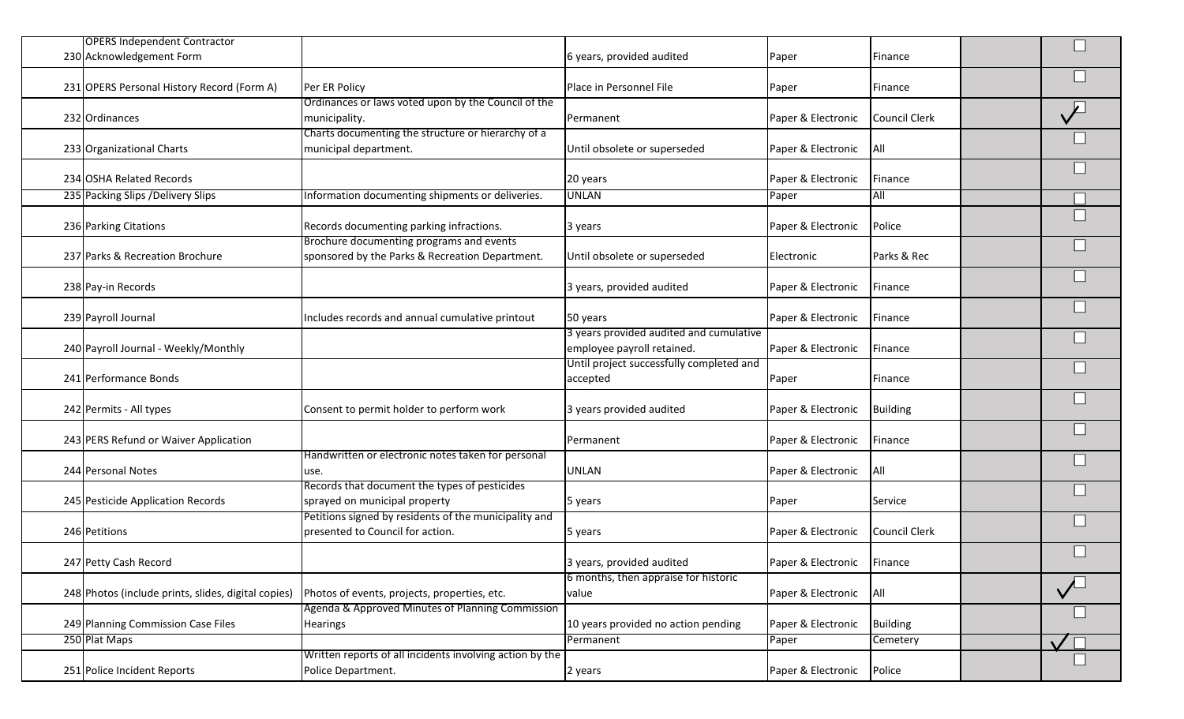| | | | | | | | |
|---|---|---|---|---|---|---|---|
| 230 | OPERS Independent Contractor Acknowledgement Form | | 6 years, provided audited | Paper | Finance | | ☐ |
| 231 | OPERS Personal History Record (Form A) | Per ER Policy | Place in Personnel File | Paper | Finance | | ☐ |
| 232 | Ordinances | Ordinances or laws voted upon by the Council of the municipality. | Permanent | Paper & Electronic | Council Clerk | | ✓☐ |
| 233 | Organizational Charts | Charts documenting the structure or hierarchy of a municipal department. | Until obsolete or superseded | Paper & Electronic | All | | ☐ |
| 234 | OSHA Related Records | | 20 years | Paper & Electronic | Finance | | ☐ |
| 235 | Packing Slips /Delivery Slips | Information documenting shipments or deliveries. | UNLAN | Paper | All | | ☐ |
| 236 | Parking Citations | Records documenting parking infractions. | 3 years | Paper & Electronic | Police | | ☐ |
| 237 | Parks & Recreation Brochure | Brochure documenting programs and events sponsored by the Parks & Recreation Department. | Until obsolete or superseded | Electronic | Parks & Rec | | ☐ |
| 238 | Pay-in Records | | 3 years, provided audited | Paper & Electronic | Finance | | ☐ |
| 239 | Payroll Journal | Includes records and annual cumulative printout | 50 years | Paper & Electronic | Finance | | ☐ |
| 240 | Payroll Journal - Weekly/Monthly | | 3 years provided audited and cumulative employee payroll retained. | Paper & Electronic | Finance | | ☐ |
| 241 | Performance Bonds | | Until project successfully completed and accepted | Paper | Finance | | ☐ |
| 242 | Permits - All types | Consent to permit holder to perform work | 3 years provided audited | Paper & Electronic | Building | | ☐ |
| 243 | PERS Refund or Waiver Application | | Permanent | Paper & Electronic | Finance | | ☐ |
| 244 | Personal Notes | Handwritten or electronic notes taken for personal use. | UNLAN | Paper & Electronic | All | | ☐ |
| 245 | Pesticide Application Records | Records that document the types of pesticides sprayed on municipal property | 5 years | Paper | Service | | ☐ |
| 246 | Petitions | Petitions signed by residents of the municipality and presented to Council for action. | 5 years | Paper & Electronic | Council Clerk | | ☐ |
| 247 | Petty Cash Record | | 3 years, provided audited | Paper & Electronic | Finance | | ☐ |
| 248 | Photos (include prints, slides, digital copies) | Photos of events, projects, properties, etc. | 6 months, then appraise for historic value | Paper & Electronic | All | | ✓☐ |
| 249 | Planning Commission Case Files | Agenda & Approved Minutes of Planning Commission Hearings | 10 years provided no action pending | Paper & Electronic | Building | | ☐ |
| 250 | Plat Maps | | Permanent | Paper | Cemetery | | ✓☐ |
| 251 | Police Incident Reports | Written reports of all incidents involving action by the Police Department. | 2 years | Paper & Electronic | Police | | ☐ |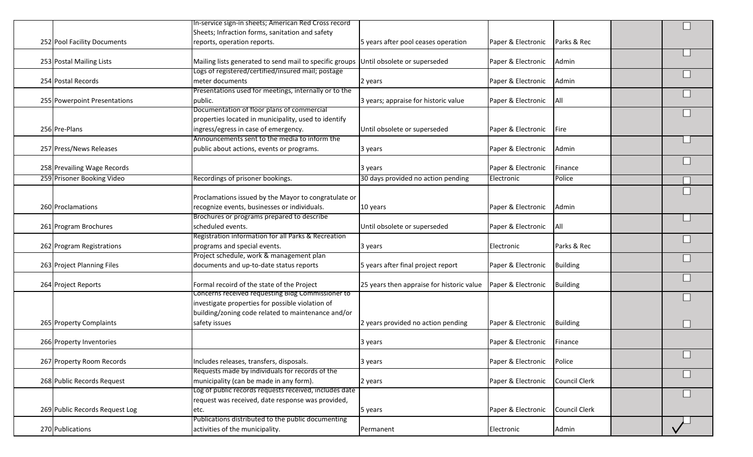| | | | | | | | |
|---|---|---|---|---|---|---|---|
| 252 | Pool Facility Documents | In-service sign-in sheets; American Red Cross record Sheets; Infraction forms, sanitation and safety reports, operation reports. | 5 years after pool ceases operation | Paper & Electronic | Parks & Rec | | ☐ |
| 253 | Postal Mailing Lists | Mailing lists generated to send mail to specific groups | Until obsolete or superseded | Paper & Electronic | Admin | | ☐ |
| 254 | Postal Records | Logs of registered/certified/insured mail; postage meter documents | 2 years | Paper & Electronic | Admin | | ☐ |
| 255 | Powerpoint Presentations | Presentations used for meetings, internally or to the public. | 3 years; appraise for historic value | Paper & Electronic | All | | ☐ |
| 256 | Pre-Plans | Documentation of floor plans of commercial properties located in municipality, used to identify ingress/egress in case of emergency. | Until obsolete or superseded | Paper & Electronic | Fire | | ☐ |
| 257 | Press/News Releases | Announcements sent to the media to inform the public about actions, events or programs. | 3 years | Paper & Electronic | Admin | | ☐ |
| 258 | Prevailing Wage Records | | 3 years | Paper & Electronic | Finance | | ☐ |
| 259 | Prisoner Booking Video | Recordings of prisoner bookings. | 30 days provided no action pending | Electronic | Police | | ☐ |
| 260 | Proclamations | Proclamations issued by the Mayor to congratulate or recognize events, businesses or individuals. | 10 years | Paper & Electronic | Admin | | ☐ |
| 261 | Program Brochures | Brochures or programs prepared to describe scheduled events. | Until obsolete or superseded | Paper & Electronic | All | | ☐ |
| 262 | Program Registrations | Registration information for all Parks & Recreation programs and special events. | 3 years | Electronic | Parks & Rec | | ☐ |
| 263 | Project Planning Files | Project schedule, work & management plan documents and up-to-date status reports | 5 years after final project report | Paper & Electronic | Building | | ☐ |
| 264 | Project Reports | Formal recoird of the state of the Project | 25 years then appraise for historic value | Paper & Electronic | Building | | ☐ |
| 265 | Property Complaints | Concerns received requesting Bldg Commissioner to investigate properties for possible violation of building/zoning code related to maintenance and/or safety issues | 2 years provided no action pending | Paper & Electronic | Building | | ☐ ☐ |
| 266 | Property Inventories | | 3 years | Paper & Electronic | Finance | | |
| 267 | Property Room Records | Includes releases, transfers, disposals. | 3 years | Paper & Electronic | Police | | ☐ |
| 268 | Public Records Request | Requests made by individuals for records of the municipality (can be made in any form). | 2 years | Paper & Electronic | Council Clerk | | ☐ |
| 269 | Public Records Request Log | Log of public records requests received, includes date request was received, date response was provided, etc. | 5 years | Paper & Electronic | Council Clerk | | ☐ |
| 270 | Publications | Publications distributed to the public documenting activities of the municipality. | Permanent | Electronic | Admin | | ✓ |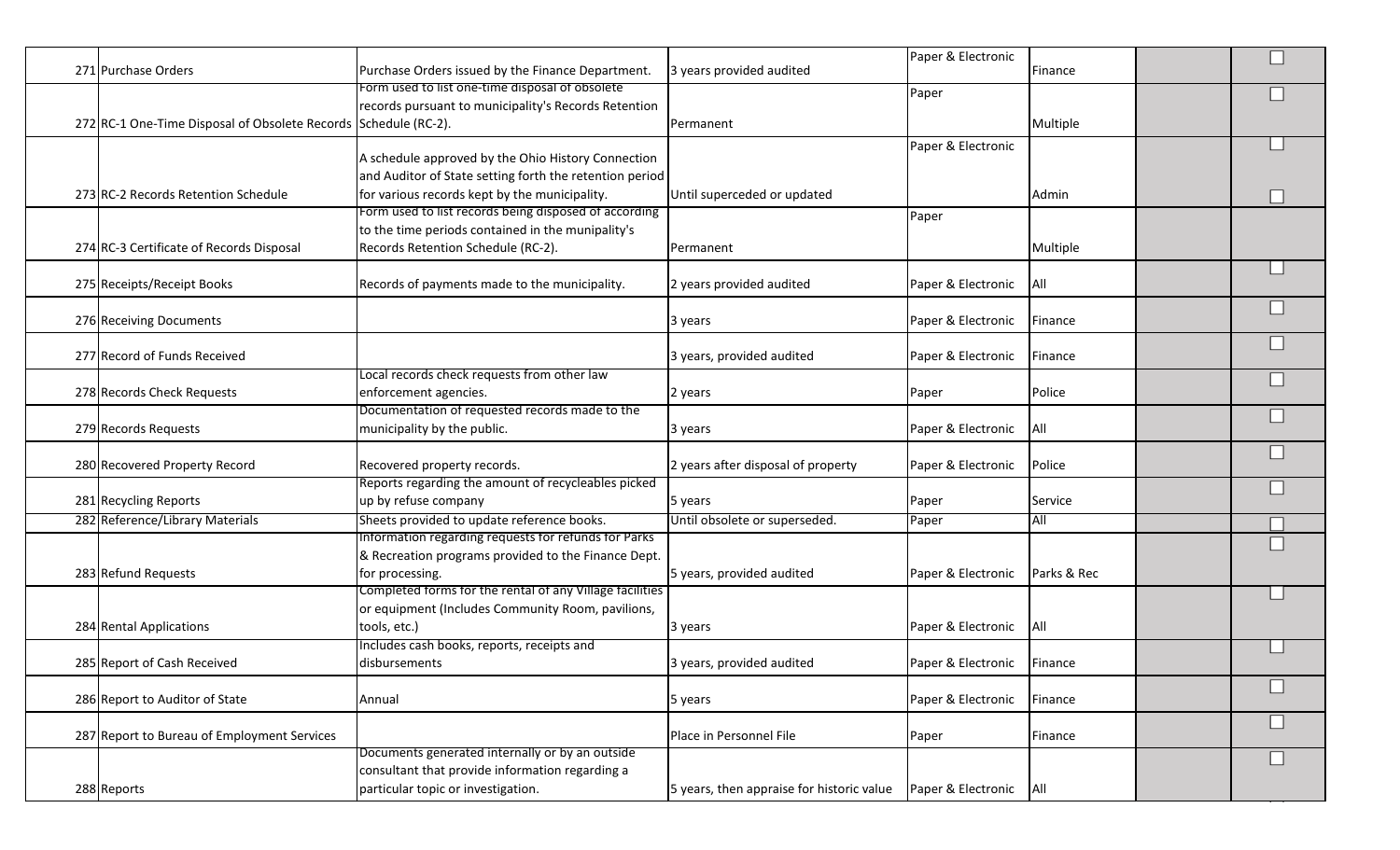| | | | | | | | |
|---|---|---|---|---|---|---|---|
| 271 | Purchase Orders | Purchase Orders issued by the Finance Department. | 3 years provided audited | Paper & Electronic | Finance | | ☐ |
| 272 | RC-1 One-Time Disposal of Obsolete Records | Form used to list one-time disposal of obsolete records pursuant to municipality's Records Retention Schedule (RC-2). | Permanent | Paper | Multiple | | ☐ |
| 273 | RC-2 Records Retention Schedule | A schedule approved by the Ohio History Connection and Auditor of State setting forth the retention period for various records kept by the municipality. | Until superceded or updated | Paper & Electronic | Admin | | ☐ ☐ |
| 274 | RC-3 Certificate of Records Disposal | Form used to list records being disposed of according to the time periods contained in the munipality's Records Retention Schedule (RC-2). | Permanent | Paper | Multiple | | |
| 275 | Receipts/Receipt Books | Records of payments made to the municipality. | 2 years provided audited | Paper & Electronic | All | | ☐ |
| 276 | Receiving Documents | | 3 years | Paper & Electronic | Finance | | ☐ |
| 277 | Record of Funds Received | | 3 years, provided audited | Paper & Electronic | Finance | | ☐ |
| 278 | Records Check Requests | Local records check requests from other law enforcement agencies. | 2 years | Paper | Police | | ☐ |
| 279 | Records Requests | Documentation of requested records made to the municipality by the public. | 3 years | Paper & Electronic | All | | ☐ |
| 280 | Recovered Property Record | Recovered property records. | 2 years after disposal of property | Paper & Electronic | Police | | ☐ |
| 281 | Recycling Reports | Reports regarding the amount of recycleables picked up by refuse company | 5 years | Paper | Service | | ☐ |
| 282 | Reference/Library Materials | Sheets provided to update reference books. | Until obsolete or superseded. | Paper | All | | ☐ |
| 283 | Refund Requests | Information regarding requests for refunds for Parks & Recreation programs provided to the Finance Dept. for processing. | 5 years, provided audited | Paper & Electronic | Parks & Rec | | ☐ |
| 284 | Rental Applications | Completed forms for the rental of any Village facilities or equipment (Includes Community Room, pavilions, tools, etc.) | 3 years | Paper & Electronic | All | | ☐ |
| 285 | Report of Cash Received | Includes cash books, reports, receipts and disbursements | 3 years, provided audited | Paper & Electronic | Finance | | ☐ |
| 286 | Report to Auditor of State | Annual | 5 years | Paper & Electronic | Finance | | ☐ |
| 287 | Report to Bureau of Employment Services | | Place in Personnel File | Paper | Finance | | ☐ |
| 288 | Reports | Documents generated internally or by an outside consultant that provide information regarding a particular topic or investigation. | 5 years, then appraise for historic value | Paper & Electronic | All | | ☐ |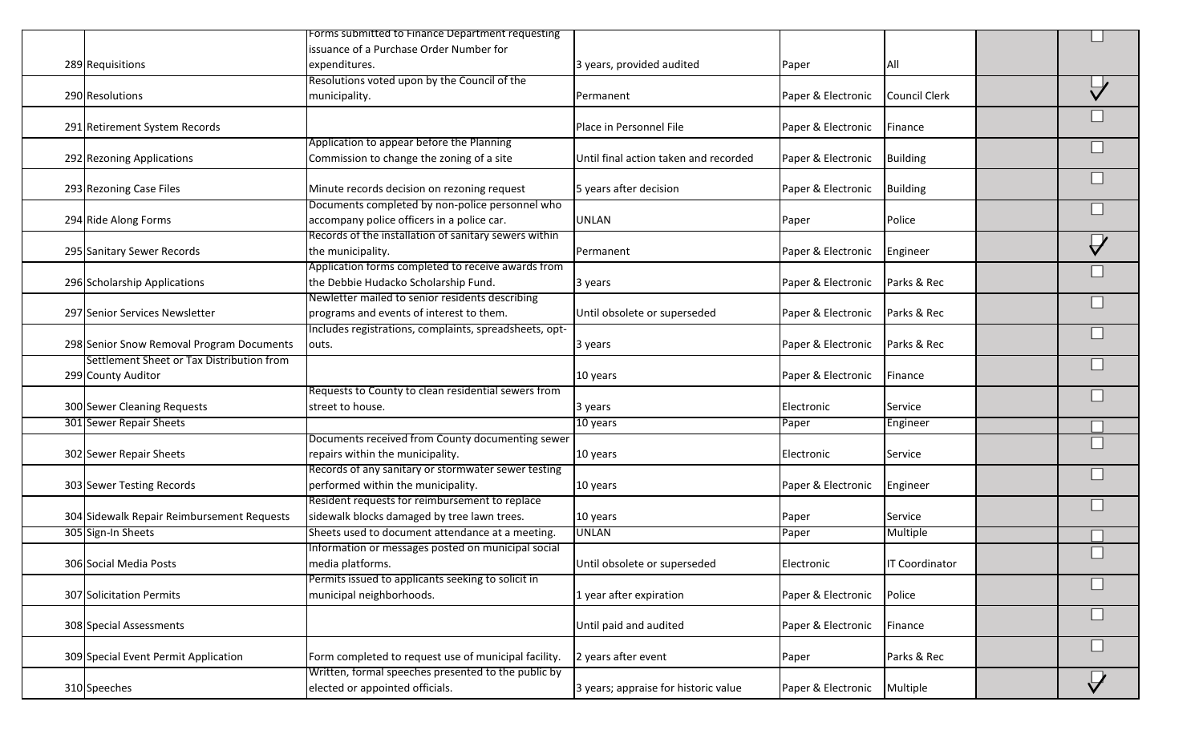| # | Record Title | Description | Retention Period | Format | Department | | |
|---|---|---|---|---|---|---|---|
| 289 | Requisitions | Forms submitted to Finance Department requesting issuance of a Purchase Order Number for expenditures. | 3 years, provided audited | Paper | All | | ☐ |
| 290 | Resolutions | Resolutions voted upon by the Council of the municipality. | Permanent | Paper & Electronic | Council Clerk | | ✓ |
| 291 | Retirement System Records | | Place in Personnel File | Paper & Electronic | Finance | | ☐ |
| 292 | Rezoning Applications | Application to appear before the Planning Commission to change the zoning of a site | Until final action taken and recorded | Paper & Electronic | Building | | ☐ |
| 293 | Rezoning Case Files | Minute records decision on rezoning request | 5 years after decision | Paper & Electronic | Building | | ☐ |
| 294 | Ride Along Forms | Documents completed by non-police personnel who accompany police officers in a police car. | UNLAN | Paper | Police | | ☐ |
| 295 | Sanitary Sewer Records | Records of the installation of sanitary sewers within the municipality. | Permanent | Paper & Electronic | Engineer | | ✓ |
| 296 | Scholarship Applications | Application forms completed to receive awards from the Debbie Hudacko Scholarship Fund. | 3 years | Paper & Electronic | Parks & Rec | | ☐ |
| 297 | Senior Services Newsletter | Newletter mailed to senior residents describing programs and events of interest to them. | Until obsolete or superseded | Paper & Electronic | Parks & Rec | | ☐ |
| 298 | Senior Snow Removal Program Documents | Includes registrations, complaints, spreadsheets, opt-outs. | 3 years | Paper & Electronic | Parks & Rec | | ☐ |
| 299 | Settlement Sheet or Tax Distribution from County Auditor | | 10 years | Paper & Electronic | Finance | | ☐ |
| 300 | Sewer Cleaning Requests | Requests to County to clean residential sewers from street to house. | 3 years | Electronic | Service | | ☐ |
| 301 | Sewer Repair Sheets | | 10 years | Paper | Engineer | | ☐ |
| 302 | Sewer Repair Sheets | Documents received from County documenting sewer repairs within the municipality. | 10 years | Electronic | Service | | ☐ |
| 303 | Sewer Testing Records | Records of any sanitary or stormwater sewer testing performed within the municipality. | 10 years | Paper & Electronic | Engineer | | ☐ |
| 304 | Sidewalk Repair Reimbursement Requests | Resident requests for reimbursement to replace sidewalk blocks damaged by tree lawn trees. | 10 years | Paper | Service | | ☐ |
| 305 | Sign-In Sheets | Sheets used to document attendance at a meeting. | UNLAN | Paper | Multiple | | ☐ |
| 306 | Social Media Posts | Information or messages posted on municipal social media platforms. | Until obsolete or superseded | Electronic | IT Coordinator | | ☐ |
| 307 | Solicitation Permits | Permits issued to applicants seeking to solicit in municipal neighborhoods. | 1 year after expiration | Paper & Electronic | Police | | ☐ |
| 308 | Special Assessments | | Until paid and audited | Paper & Electronic | Finance | | ☐ |
| 309 | Special Event Permit Application | Form completed to request use of municipal facility. | 2 years after event | Paper | Parks & Rec | | ☐ |
| 310 | Speeches | Written, formal speeches presented to the public by elected or appointed officials. | 3 years; appraise for historic value | Paper & Electronic | Multiple | | ✓ |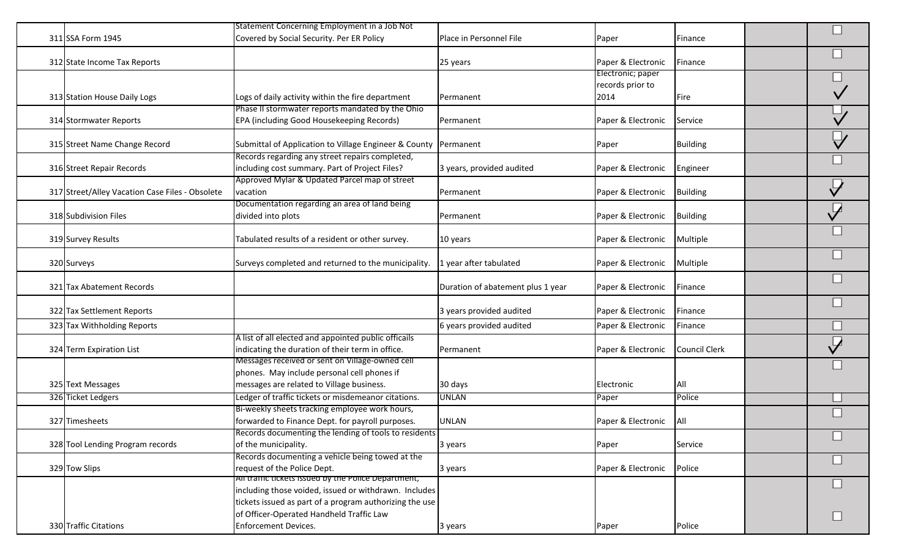| | | | | | | | |
|---|---|---|---|---|---|---|---|
| 311 | SSA Form 1945 | Statement Concerning Employment in a Job Not Covered by Social Security. Per ER Policy | Place in Personnel File | Paper | Finance | | ☐ |
| 312 | State Income Tax Reports | | 25 years | Paper & Electronic | Finance | | ☐ |
| 313 | Station House Daily Logs | Logs of daily activity within the fire department | Permanent | Electronic; paper records prior to 2014 | Fire | | ✓ |
| 314 | Stormwater Reports | Phase II stormwater reports mandated by the Ohio EPA (including Good Housekeeping Records) | Permanent | Paper & Electronic | Service | | ✓ |
| 315 | Street Name Change Record | Submittal of Application to Village Engineer & County | Permanent | Paper | Building | | ✓ |
| 316 | Street Repair Records | Records regarding any street repairs completed, including cost summary. Part of Project Files? | 3 years, provided audited | Paper & Electronic | Engineer | | ☐ |
| 317 | Street/Alley Vacation Case Files - Obsolete | Approved Mylar & Updated Parcel map of street vacation | Permanent | Paper & Electronic | Building | | ✓ |
| 318 | Subdivision Files | Documentation regarding an area of land being divided into plots | Permanent | Paper & Electronic | Building | | ✓ |
| 319 | Survey Results | Tabulated results of a resident or other survey. | 10 years | Paper & Electronic | Multiple | | ☐ |
| 320 | Surveys | Surveys completed and returned to the municipality. | 1 year after tabulated | Paper & Electronic | Multiple | | ☐ |
| 321 | Tax Abatement Records | | Duration of abatement plus 1 year | Paper & Electronic | Finance | | ☐ |
| 322 | Tax Settlement Reports | | 3 years provided audited | Paper & Electronic | Finance | | ☐ |
| 323 | Tax Withholding Reports | | 6 years provided audited | Paper & Electronic | Finance | | ☐ |
| 324 | Term Expiration List | A list of all elected and appointed public officails indicating the duration of their term in office. | Permanent | Paper & Electronic | Council Clerk | | ✓ |
| 325 | Text Messages | Messages received or sent on Village-owned cell phones. May include personal cell phones if messages are related to Village business. | 30 days | Electronic | All | | ☐ |
| 326 | Ticket Ledgers | Ledger of traffic tickets or misdemeanor citations. | UNLAN | Paper | Police | | ☐ |
| 327 | Timesheets | Bi-weekly sheets tracking employee work hours, forwarded to Finance Dept. for payroll purposes. | UNLAN | Paper & Electronic | All | | ☐ |
| 328 | Tool Lending Program records | Records documenting the lending of tools to residents of the municipality. | 3 years | Paper | Service | | ☐ |
| 329 | Tow Slips | Records documenting a vehicle being towed at the request of the Police Dept. | 3 years | Paper & Electronic | Police | | ☐ |
| 330 | Traffic Citations | All traffic tickets issued by the Police Department, including those voided, issued or withdrawn. Includes tickets issued as part of a program authorizing the use of Officer-Operated Handheld Traffic Law Enforcement Devices. | 3 years | Paper | Police | | ☐ ☐ |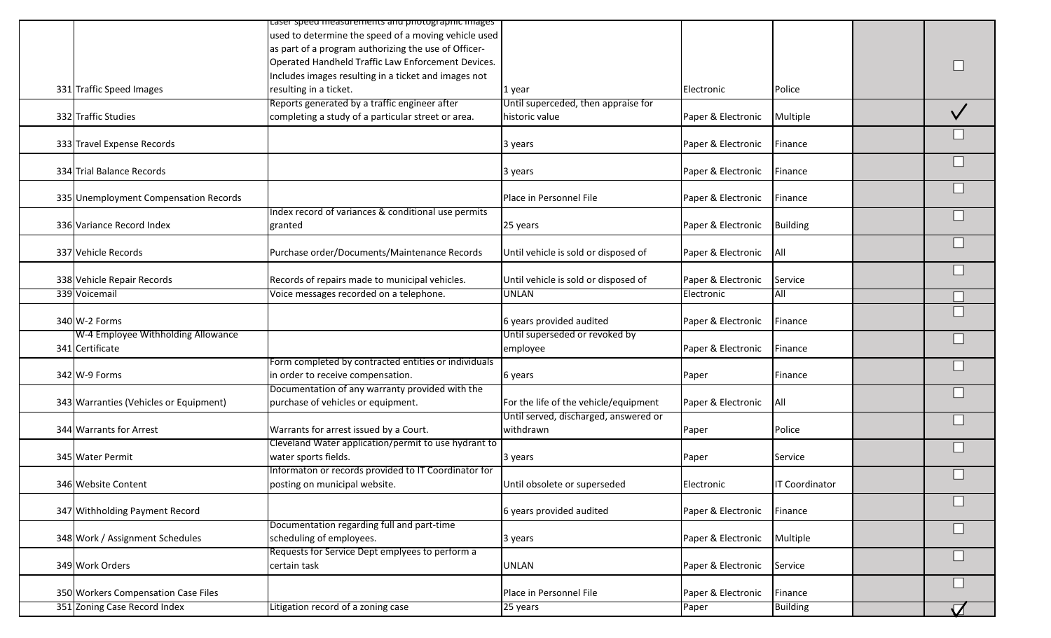| | | | | | | | |
|---|---|---|---|---|---|---|---|
| 331 | Traffic Speed Images | Laser speed measurements and photographic images used to determine the speed of a moving vehicle used as part of a program authorizing the use of Officer-Operated Handheld Traffic Law Enforcement Devices. Includes images resulting in a ticket and images not resulting in a ticket. | 1 year | Electronic | Police | | ☐ |
| 332 | Traffic Studies | Reports generated by a traffic engineer after completing a study of a particular street or area. | Until superceded, then appraise for historic value | Paper & Electronic | Multiple | | ✓ |
| 333 | Travel Expense Records | | 3 years | Paper & Electronic | Finance | | ☐ |
| 334 | Trial Balance Records | | 3 years | Paper & Electronic | Finance | | ☐ |
| 335 | Unemployment Compensation Records | | Place in Personnel File | Paper & Electronic | Finance | | ☐ |
| 336 | Variance Record Index | Index record of variances & conditional use permits granted | 25 years | Paper & Electronic | Building | | ☐ |
| 337 | Vehicle Records | Purchase order/Documents/Maintenance Records | Until vehicle is sold or disposed of | Paper & Electronic | All | | ☐ |
| 338 | Vehicle Repair Records | Records of repairs made to municipal vehicles. | Until vehicle is sold or disposed of | Paper & Electronic | Service | | ☐ |
| 339 | Voicemail | Voice messages recorded on a telephone. | UNLAN | Electronic | All | | ☐ |
| 340 | W-2 Forms | | 6 years provided audited | Paper & Electronic | Finance | | ☐ |
| 341 | W-4 Employee Withholding Allowance Certificate | | Until superseded or revoked by employee | Paper & Electronic | Finance | | ☐ |
| 342 | W-9 Forms | Form completed by contracted entities or individuals in order to receive compensation. | 6 years | Paper | Finance | | ☐ |
| 343 | Warranties (Vehicles or Equipment) | Documentation of any warranty provided with the purchase of vehicles or equipment. | For the life of the vehicle/equipment | Paper & Electronic | All | | ☐ |
| 344 | Warrants for Arrest | Warrants for arrest issued by a Court. | Until served, discharged, answered or withdrawn | Paper | Police | | ☐ |
| 345 | Water Permit | Cleveland Water application/permit to use hydrant to water sports fields. | 3 years | Paper | Service | | ☐ |
| 346 | Website Content | Informaton or records provided to IT Coordinator for posting on municipal website. | Until obsolete or superseded | Electronic | IT Coordinator | | ☐ |
| 347 | Withholding Payment Record | | 6 years provided audited | Paper & Electronic | Finance | | ☐ |
| 348 | Work / Assignment Schedules | Documentation regarding full and part-time scheduling of employees. | 3 years | Paper & Electronic | Multiple | | ☐ |
| 349 | Work Orders | Requests for Service Dept emplyees to perform a certain task | UNLAN | Paper & Electronic | Service | | ☐ |
| 350 | Workers Compensation Case Files | | Place in Personnel File | Paper & Electronic | Finance | | ☐ |
| 351 | Zoning Case Record Index | Litigation record of a zoning case | 25 years | Paper | Building | | ✓ |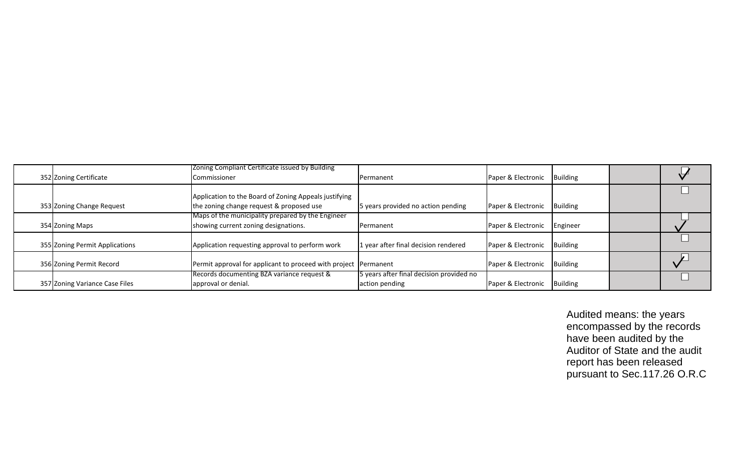| | | | | | | | |
|---|---|---|---|---|---|---|---|
| 352 | Zoning Certificate | Zoning Compliant Certificate issued by Building Commissioner | Permanent | Paper & Electronic | Building | | ✓ |
| 353 | Zoning Change Request | Application to the Board of Zoning Appeals justifying the zoning change request & proposed use | 5 years provided no action pending | Paper & Electronic | Building | | ☐ |
| 354 | Zoning Maps | Maps of the municipality prepared by the Engineer showing current zoning designations. | Permanent | Paper & Electronic | Engineer | | ✓ |
| 355 | Zoning Permit Applications | Application requesting approval to perform work | 1 year after final decision rendered | Paper & Electronic | Building | | ☐ |
| 356 | Zoning Permit Record | Permit approval for applicant to proceed with project | Permanent | Paper & Electronic | Building | | ✓ |
| 357 | Zoning Variance Case Files | Records documenting BZA variance request & approval or denial. | 5 years after final decision provided no action pending | Paper & Electronic | Building | | ☐ |

Audited means: the years encompassed by the records have been audited by the Auditor of State and the audit report has been released pursuant to Sec.117.26 O.R.C